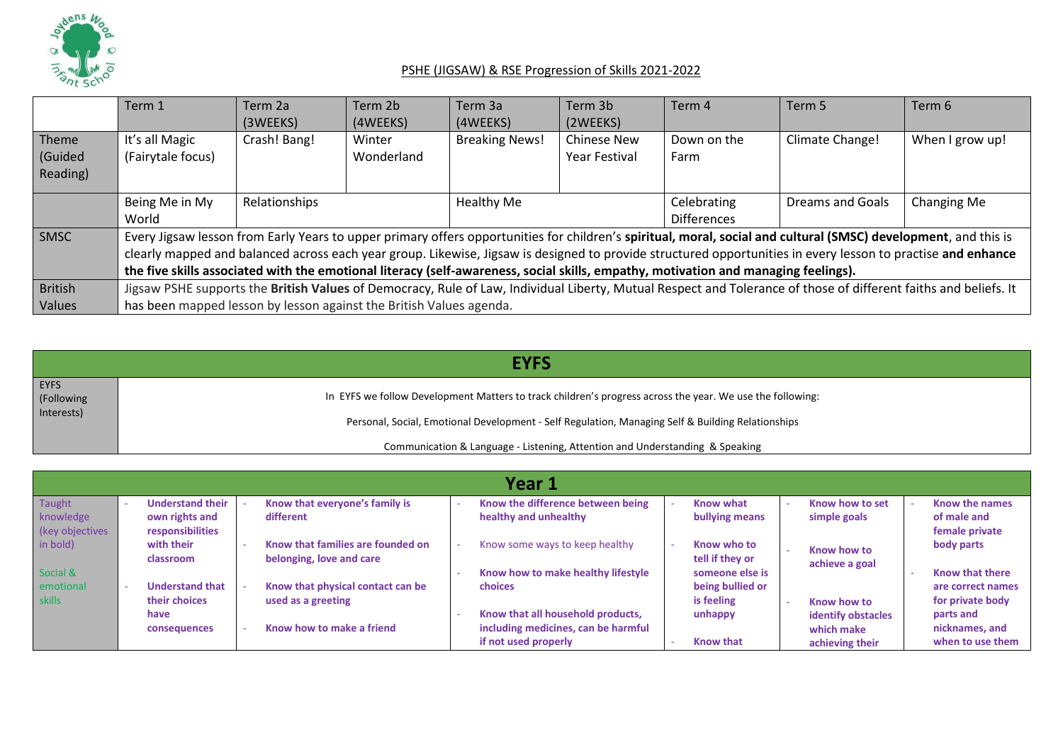## PSHE (JIGSAW) & RSE Progression of Skills 2021-2022

| | Term 1 | Term 2a (3WEEKS) | Term 2b (4WEEKS) | Term 3a (4WEEKS) | Term 3b (2WEEKS) | Term 4 | Term 5 | Term 6 |
|---|---|---|---|---|---|---|---|---|
| Theme (Guided Reading) | It's all Magic (Fairytale focus) | Crash! Bang! | Winter Wonderland | Breaking News! | Chinese New Year Festival | Down on the Farm | Climate Change! | When I grow up! |
| | Being Me in My World | Relationships | | Healthy Me | | Celebrating Differences | Dreams and Goals | Changing Me |
| SMSC | Every Jigsaw lesson from Early Years to upper primary offers opportunities for children's **spiritual, moral, social and cultural (SMSC) development**, and this is clearly mapped and balanced across each year group. Likewise, Jigsaw is designed to provide structured opportunities in every lesson to practise **and enhance the five skills associated with the emotional literacy (self-awareness, social skills, empathy, motivation and managing feelings).** | | | | | | | |
| British Values | Jigsaw PSHE supports the **British Values** of Democracy, Rule of Law, Individual Liberty, Mutual Respect and Tolerance of those of different faiths and beliefs. It has been mapped lesson by lesson against the British Values agenda. | | | | | | | |

| EYFS | |
|---|---|
| EYFS (Following Interests) | In EYFS we follow Development Matters to track children's progress across the year. We use the following:<br><br>Personal, Social, Emotional Development - Self Regulation, Managing Self & Building Relationships<br><br>Communication & Language - Listening, Attention and Understanding & Speaking |

| Year 1 | | | | | | |
|---|---|---|---|---|---|---|
| Taught knowledge (key objectives in bold)<br><br>Social & emotional skills | - **Understand their own rights and responsibilities with their classroom**<br>- **Understand that their choices have consequences** | - **Know that everyone's family is different**<br>- **Know that families are founded on belonging, love and care**<br>- **Know that physical contact can be used as a greeting**<br>- **Know how to make a friend** | - **Know the difference between being healthy and unhealthy**<br>- Know some ways to keep healthy<br>- **Know how to make healthy lifestyle choices**<br>- **Know that all household products, including medicines, can be harmful if not used properly** | - **Know what bullying means**<br>- **Know who to tell if they or someone else is being bullied or is feeling unhappy**<br>- **Know that** | - **Know how to set simple goals**<br>- **Know how to achieve a goal**<br>- **Know how to identify obstacles which make achieving their** | - **Know the names of male and female private body parts**<br>- **Know that there are correct names for private body parts and nicknames, and when to use them** |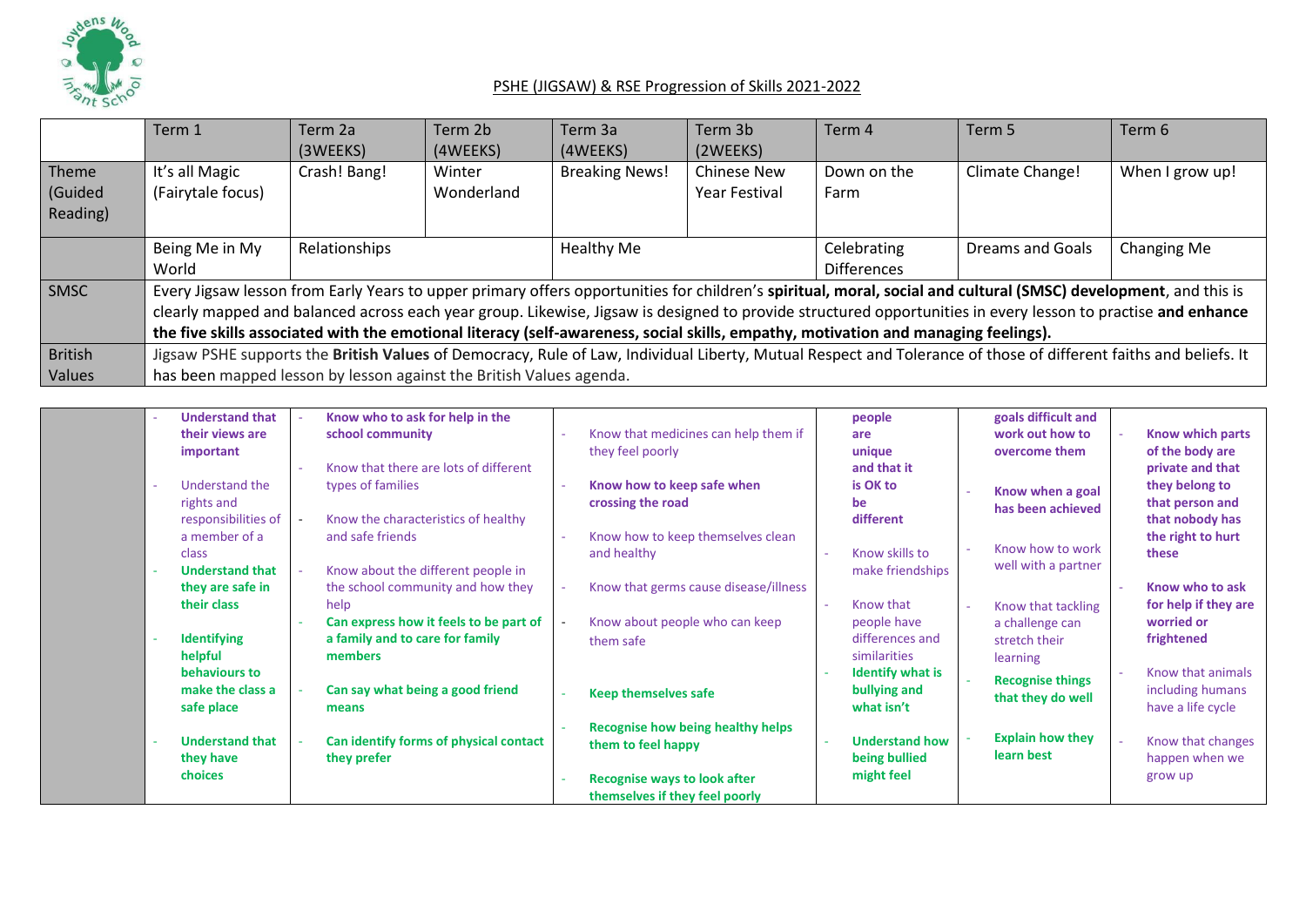## PSHE (JIGSAW) & RSE Progression of Skills 2021-2022

| | Term 1 | Term 2a (3WEEKS) | Term 2b (4WEEKS) | Term 3a (4WEEKS) | Term 3b (2WEEKS) | Term 4 | Term 5 | Term 6 |
|---|---|---|---|---|---|---|---|---|
| Theme (Guided Reading) | It's all Magic (Fairytale focus) | Crash! Bang! | Winter Wonderland | Breaking News! | Chinese New Year Festival | Down on the Farm | Climate Change! | When I grow up! |
| | Being Me in My World | Relationships | | Healthy Me | | Celebrating Differences | Dreams and Goals | Changing Me |
| SMSC | Every Jigsaw lesson from Early Years to upper primary offers opportunities for children's **spiritual, moral, social and cultural (SMSC) development**, and this is clearly mapped and balanced across each year group. Likewise, Jigsaw is designed to provide structured opportunities in every lesson to practise **and enhance the five skills associated with the emotional literacy (self-awareness, social skills, empathy, motivation and managing feelings).** | | | | | | | |
| British Values | Jigsaw PSHE supports the **British Values** of Democracy, Rule of Law, Individual Liberty, Mutual Respect and Tolerance of those of different faiths and beliefs. It has been mapped lesson by lesson against the British Values agenda. | | | | | | | |

| | Being Me in My World | Relationships | Healthy Me | Celebrating Differences | Dreams and Goals | Changing Me |
|---|---|---|---|---|---|---|
| | - **Understand that their views are important**<br>- Understand the rights and responsibilities of a member of a class<br>- **Understand that they are safe in their class**<br>- **Identifying helpful behaviours to make the class a safe place**<br>- **Understand that they have choices** | - **Know who to ask for help in the school community**<br>- Know that there are lots of different types of families<br>- Know the characteristics of healthy and safe friends<br>- Know about the different people in the school community and how they help<br>- **Can express how it feels to be part of a family and to care for family members**<br>- **Can say what being a good friend means**<br>- **Can identify forms of physical contact they prefer** | - Know that medicines can help them if they feel poorly<br>- **Know how to keep safe when crossing the road**<br>- Know how to keep themselves clean and healthy<br>- Know that germs cause disease/illness<br>- Know about people who can keep them safe<br>- **Keep themselves safe**<br>- **Recognise how being healthy helps them to feel happy**<br>- **Recognise ways to look after themselves if they feel poorly** | **people are unique and that it is OK to be different**<br>- Know skills to make friendships<br>- Know that people have differences and similarities<br>- **Identify what is bullying and what isn't**<br>- **Understand how being bullied might feel** | **goals difficult and work out how to overcome them**<br>- **Know when a goal has been achieved**<br>- Know how to work well with a partner<br>- Know that tackling a challenge can stretch their learning<br>- **Recognise things that they do well**<br>- **Explain how they learn best** | - **Know which parts of the body are private and that they belong to that person and that nobody has the right to hurt these**<br>- **Know who to ask for help if they are worried or frightened**<br>- Know that animals including humans have a life cycle<br>- Know that changes happen when we grow up |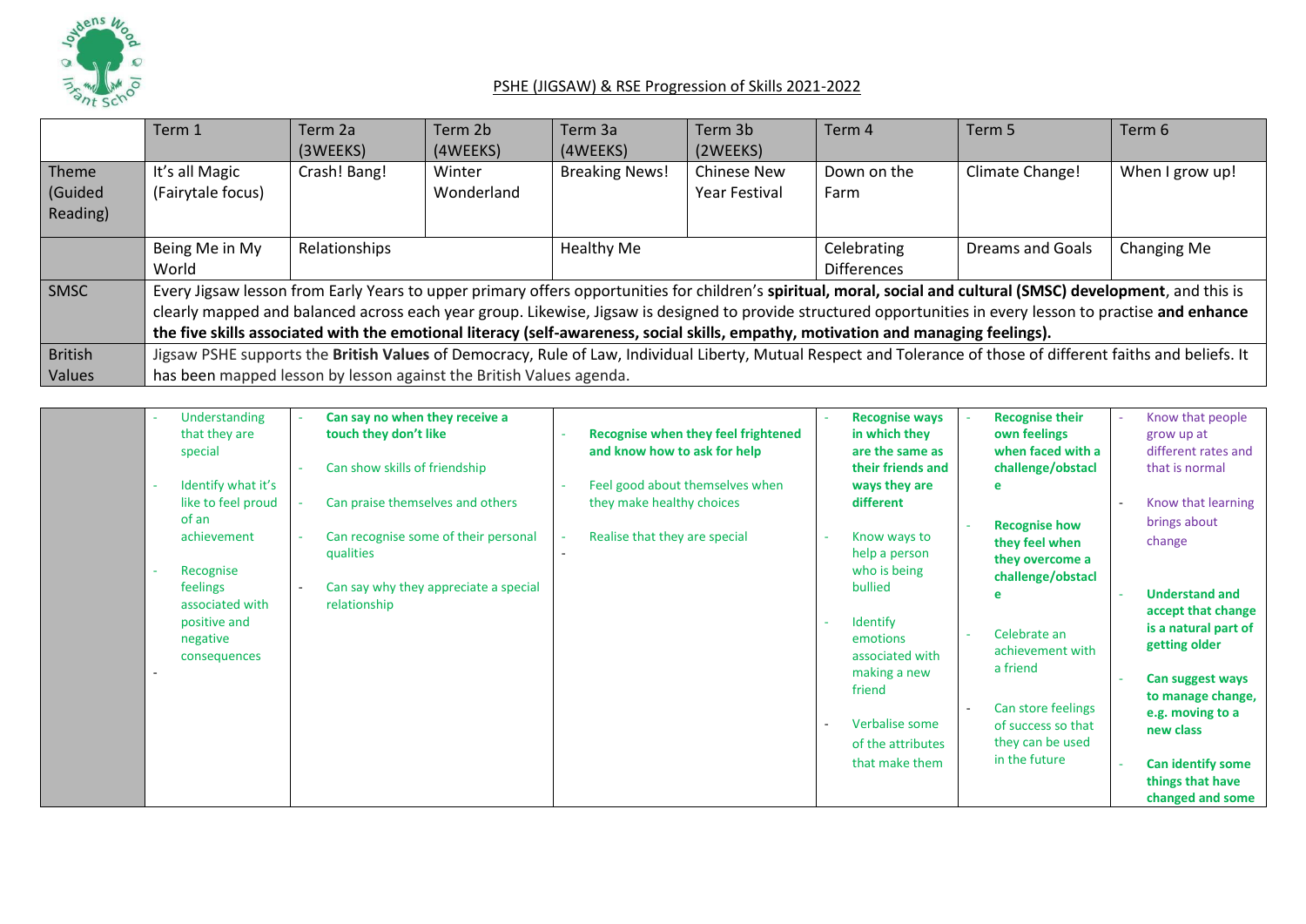## PSHE (JIGSAW) & RSE Progression of Skills 2021-2022

| | Term 1 | Term 2a (3WEEKS) | Term 2b (4WEEKS) | Term 3a (4WEEKS) | Term 3b (2WEEKS) | Term 4 | Term 5 | Term 6 |
|---|---|---|---|---|---|---|---|---|
| Theme (Guided Reading) | It's all Magic (Fairytale focus) | Crash! Bang! | Winter Wonderland | Breaking News! | Chinese New Year Festival | Down on the Farm | Climate Change! | When I grow up! |
| | Being Me in My World | Relationships | | Healthy Me | | Celebrating Differences | Dreams and Goals | Changing Me |
| SMSC | Every Jigsaw lesson from Early Years to upper primary offers opportunities for children's **spiritual, moral, social and cultural (SMSC) development**, and this is clearly mapped and balanced across each year group. Likewise, Jigsaw is designed to provide structured opportunities in every lesson to practise **and enhance the five skills associated with the emotional literacy (self-awareness, social skills, empathy, motivation and managing feelings).** | | | | | | | |
| British Values | Jigsaw PSHE supports the **British Values** of Democracy, Rule of Law, Individual Liberty, Mutual Respect and Tolerance of those of different faiths and beliefs. It has been mapped lesson by lesson against the British Values agenda. | | | | | | | |

| | Term 1 | Term 2 | Term 3 | Term 4 | Term 5 | Term 6 |
|---|---|---|---|---|---|---|
| | - Understanding that they are special<br>- Identify what it's like to feel proud of an achievement<br>- Recognise feelings associated with positive and negative consequences<br>- | - **Can say no when they receive a touch they don't like**<br>- Can show skills of friendship<br>- Can praise themselves and others<br>- Can recognise some of their personal qualities<br>- Can say why they appreciate a special relationship | - **Recognise when they feel frightened and know how to ask for help**<br>- Feel good about themselves when they make healthy choices<br>- Realise that they are special<br>- | - **Recognise ways in which they are the same as their friends and ways they are different**<br>- Know ways to help a person who is being bullied<br>- Identify emotions associated with making a new friend<br>- Verbalise some of the attributes that make them | - **Recognise their own feelings when faced with a challenge/obstacle**<br>- **Recognise how they feel when they overcome a challenge/obstacle**<br>- Celebrate an achievement with a friend<br>- Can store feelings of success so that they can be used in the future | - Know that people grow up at different rates and that is normal<br>- Know that learning brings about change<br>- **Understand and accept that change is a natural part of getting older**<br>- **Can suggest ways to manage change, e.g. moving to a new class**<br>- **Can identify some things that have changed and some** |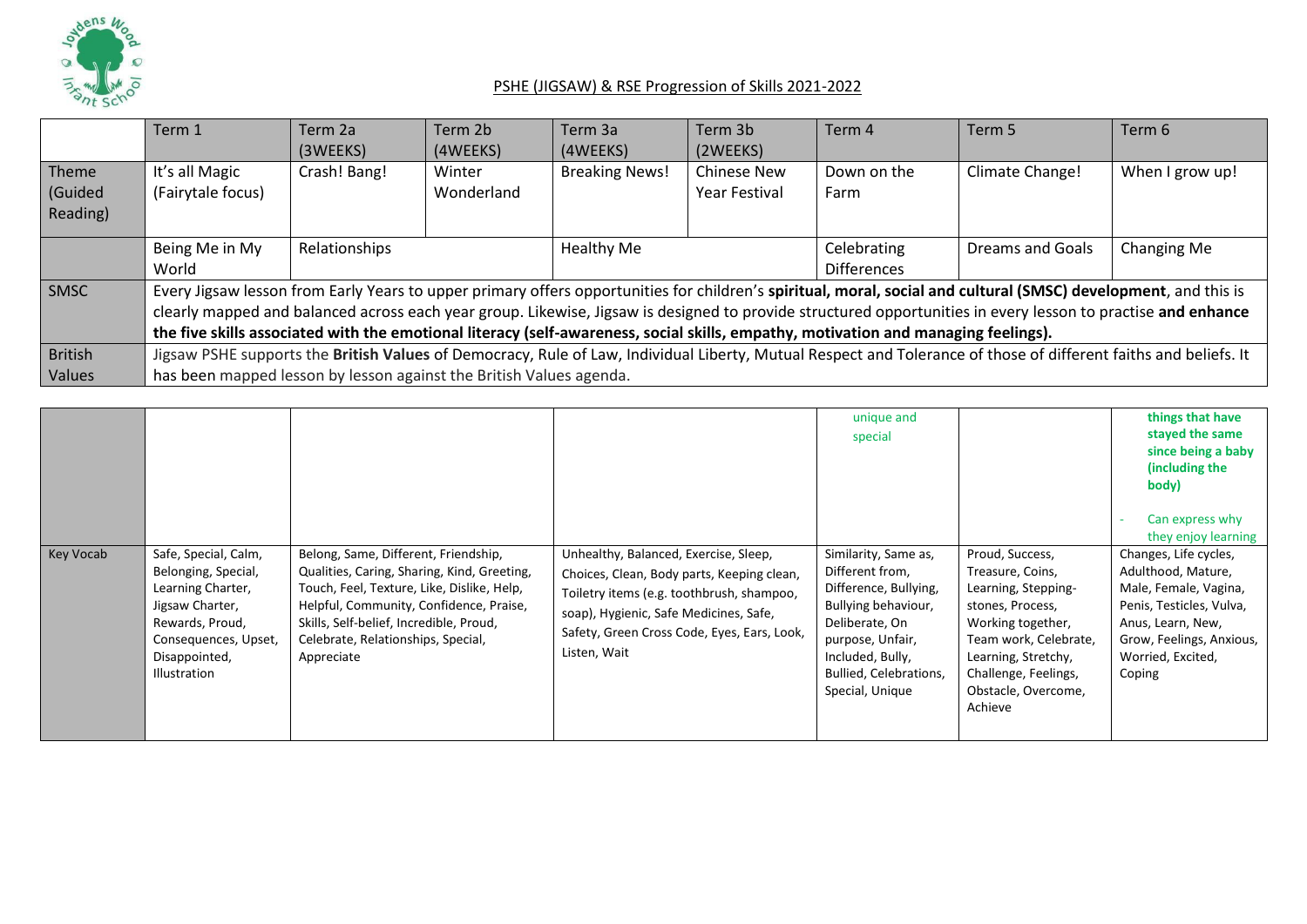## PSHE (JIGSAW) & RSE Progression of Skills 2021-2022

| | Term 1 | Term 2a (3WEEKS) | Term 2b (4WEEKS) | Term 3a (4WEEKS) | Term 3b (2WEEKS) | Term 4 | Term 5 | Term 6 |
|---|---|---|---|---|---|---|---|---|
| Theme (Guided Reading) | It's all Magic (Fairytale focus) | Crash! Bang! | Winter Wonderland | Breaking News! | Chinese New Year Festival | Down on the Farm | Climate Change! | When I grow up! |
| | Being Me in My World | Relationships | | Healthy Me | | Celebrating Differences | Dreams and Goals | Changing Me |
| SMSC | Every Jigsaw lesson from Early Years to upper primary offers opportunities for children's **spiritual, moral, social and cultural (SMSC) development**, and this is clearly mapped and balanced across each year group. Likewise, Jigsaw is designed to provide structured opportunities in every lesson to practise **and enhance the five skills associated with the emotional literacy (self-awareness, social skills, empathy, motivation and managing feelings).** | | | | | | | |
| British Values | Jigsaw PSHE supports the **British Values** of Democracy, Rule of Law, Individual Liberty, Mutual Respect and Tolerance of those of different faiths and beliefs. It has been mapped lesson by lesson against the British Values agenda. | | | | | | | |

| | | | | | | |
|---|---|---|---|---|---|---|
| | | | | unique and special | | **things that have stayed the same since being a baby (including the body)**<br>- Can express why they enjoy learning |
| Key Vocab | Safe, Special, Calm, Belonging, Special, Learning Charter, Jigsaw Charter, Rewards, Proud, Consequences, Upset, Disappointed, Illustration | Belong, Same, Different, Friendship, Qualities, Caring, Sharing, Kind, Greeting, Touch, Feel, Texture, Like, Dislike, Help, Helpful, Community, Confidence, Praise, Skills, Self-belief, Incredible, Proud, Celebrate, Relationships, Special, Appreciate | Unhealthy, Balanced, Exercise, Sleep, Choices, Clean, Body parts, Keeping clean, Toiletry items (e.g. toothbrush, shampoo, soap), Hygienic, Safe Medicines, Safe, Safety, Green Cross Code, Eyes, Ears, Look, Listen, Wait | Similarity, Same as, Different from, Difference, Bullying, Bullying behaviour, Deliberate, On purpose, Unfair, Included, Bully, Bullied, Celebrations, Special, Unique | Proud, Success, Treasure, Coins, Learning, Stepping-stones, Process, Working together, Team work, Celebrate, Learning, Stretchy, Challenge, Feelings, Obstacle, Overcome, Achieve | Changes, Life cycles, Adulthood, Mature, Male, Female, Vagina, Penis, Testicles, Vulva, Anus, Learn, New, Grow, Feelings, Anxious, Worried, Excited, Coping |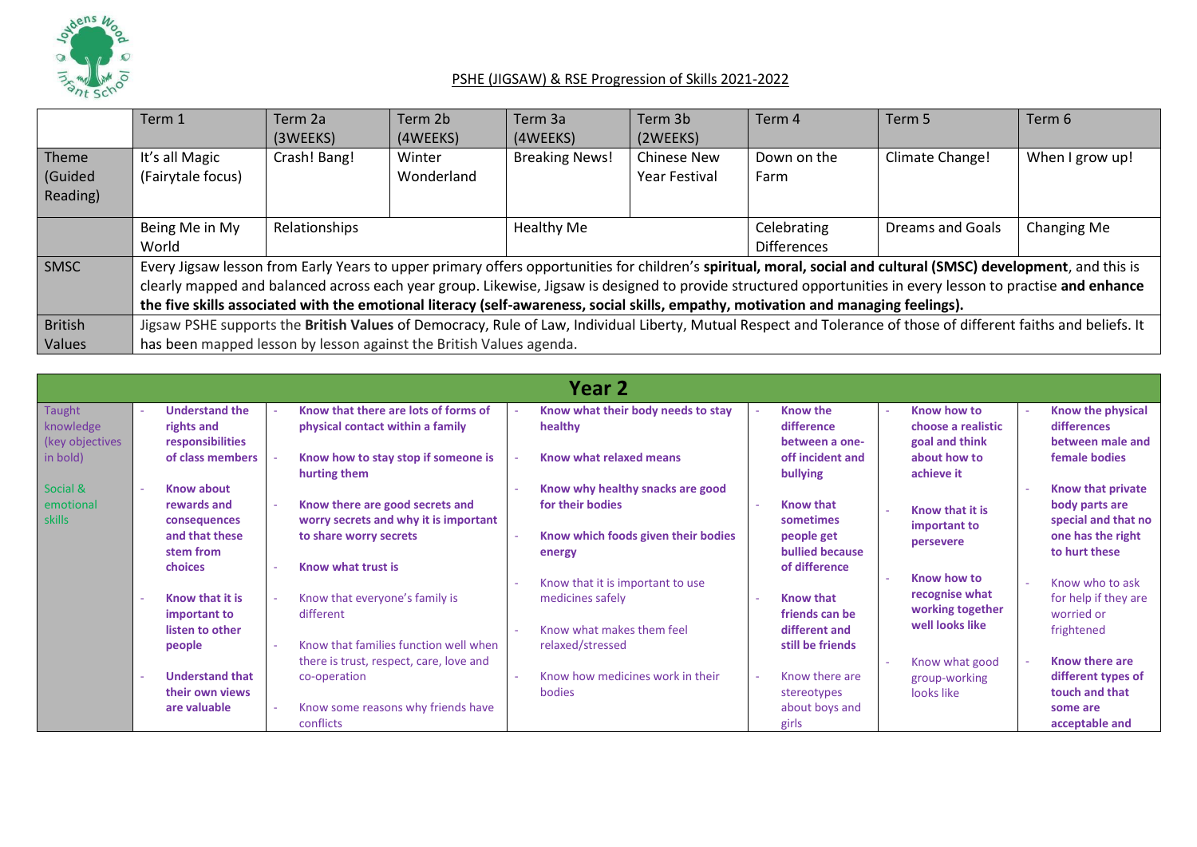## PSHE (JIGSAW) & RSE Progression of Skills 2021-2022

| | Term 1 | Term 2a (3WEEKS) | Term 2b (4WEEKS) | Term 3a (4WEEKS) | Term 3b (2WEEKS) | Term 4 | Term 5 | Term 6 |
|---|---|---|---|---|---|---|---|---|
| Theme (Guided Reading) | It's all Magic (Fairytale focus) | Crash! Bang! | Winter Wonderland | Breaking News! | Chinese New Year Festival | Down on the Farm | Climate Change! | When I grow up! |
| | Being Me in My World | Relationships | | Healthy Me | | Celebrating Differences | Dreams and Goals | Changing Me |
| SMSC | Every Jigsaw lesson from Early Years to upper primary offers opportunities for children's **spiritual, moral, social and cultural (SMSC) development**, and this is clearly mapped and balanced across each year group. Likewise, Jigsaw is designed to provide structured opportunities in every lesson to practise **and enhance the five skills associated with the emotional literacy (self-awareness, social skills, empathy, motivation and managing feelings).** | | | | | | | |
| British Values | Jigsaw PSHE supports the **British Values** of Democracy, Rule of Law, Individual Liberty, Mutual Respect and Tolerance of those of different faiths and beliefs. It has been mapped lesson by lesson against the British Values agenda. | | | | | | | |

## Year 2

| | | | | | | |
|---|---|---|---|---|---|---|
| Taught knowledge (key objectives in bold)<br><br>Social & emotional skills | - **Understand the rights and responsibilities of class members**<br>- **Know about rewards and consequences and that these stem from choices**<br>- **Know that it is important to listen to other people**<br>- **Understand that their own views are valuable** | - **Know that there are lots of forms of physical contact within a family**<br>- **Know how to stay stop if someone is hurting them**<br>- **Know there are good secrets and worry secrets and why it is important to share worry secrets**<br>- **Know what trust is**<br>- Know that everyone's family is different<br>- Know that families function well when there is trust, respect, care, love and co-operation<br>- Know some reasons why friends have conflicts | - **Know what their body needs to stay healthy**<br>- **Know what relaxed means**<br>- **Know why healthy snacks are good for their bodies**<br>- **Know which foods given their bodies energy**<br>- Know that it is important to use medicines safely<br>- Know what makes them feel relaxed/stressed<br>- Know how medicines work in their bodies | - **Know the difference between a one-off incident and bullying**<br>- **Know that sometimes people get bullied because of difference**<br>- **Know that friends can be different and still be friends**<br>- Know there are stereotypes about boys and girls | - **Know how to choose a realistic goal and think about how to achieve it**<br>- **Know that it is important to persevere**<br>- **Know how to recognise what working together well looks like**<br>- Know what good group-working looks like | - **Know the physical differences between male and female bodies**<br>- **Know that private body parts are special and that no one has the right to hurt these**<br>- Know who to ask for help if they are worried or frightened<br>- **Know there are different types of touch and that some are acceptable and** |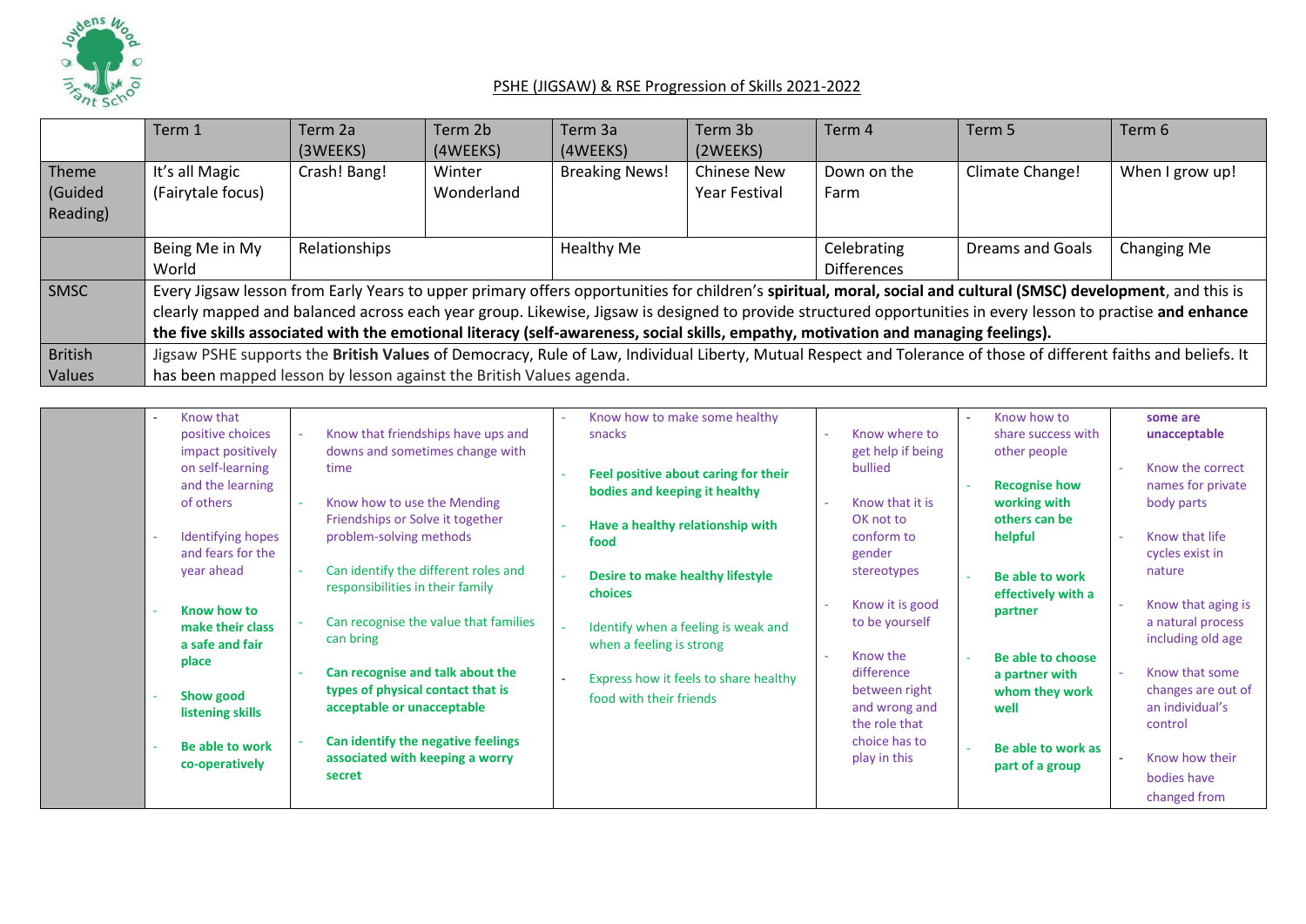# PSHE (JIGSAW) & RSE Progression of Skills 2021-2022

| | Term 1 | Term 2a (3WEEKS) | Term 2b (4WEEKS) | Term 3a (4WEEKS) | Term 3b (2WEEKS) | Term 4 | Term 5 | Term 6 |
|---|---|---|---|---|---|---|---|---|
| Theme (Guided Reading) | It's all Magic (Fairytale focus) | Crash! Bang! | Winter Wonderland | Breaking News! | Chinese New Year Festival | Down on the Farm | Climate Change! | When I grow up! |
| | Being Me in My World | Relationships | | Healthy Me | | Celebrating Differences | Dreams and Goals | Changing Me |
| SMSC | Every Jigsaw lesson from Early Years to upper primary offers opportunities for children's **spiritual, moral, social and cultural (SMSC) development**, and this is clearly mapped and balanced across each year group. Likewise, Jigsaw is designed to provide structured opportunities in every lesson to practise **and enhance the five skills associated with the emotional literacy (self-awareness, social skills, empathy, motivation and managing feelings).** | | | | | | | |
| British Values | Jigsaw PSHE supports the **British Values** of Democracy, Rule of Law, Individual Liberty, Mutual Respect and Tolerance of those of different faiths and beliefs. It has been mapped lesson by lesson against the British Values agenda. | | | | | | | |

| | Term 1 | Term 2 | Term 3 | Term 4 | Term 5 | Term 6 |
|---|---|---|---|---|---|---|
| | - Know that positive choices impact positively on self-learning and the learning of others<br>- Identifying hopes and fears for the year ahead<br>- **Know how to make their class a safe and fair place**<br>- **Show good listening skills**<br>- **Be able to work co-operatively** | - Know that friendships have ups and downs and sometimes change with time<br>- Know how to use the Mending Friendships or Solve it together problem-solving methods<br>- Can identify the different roles and responsibilities in their family<br>- Can recognise the value that families can bring<br>- **Can recognise and talk about the types of physical contact that is acceptable or unacceptable**<br>- **Can identify the negative feelings associated with keeping a worry secret** | - Know how to make some healthy snacks<br>- **Feel positive about caring for their bodies and keeping it healthy**<br>- **Have a healthy relationship with food**<br>- **Desire to make healthy lifestyle choices**<br>- Identify when a feeling is weak and when a feeling is strong<br>- Express how it feels to share healthy food with their friends | - Know where to get help if being bullied<br>- Know that it is OK not to conform to gender stereotypes<br>- Know it is good to be yourself<br>- Know the difference between right and wrong and the role that choice has to play in this | - Know how to share success with other people<br>- **Recognise how working with others can be helpful**<br>- **Be able to work effectively with a partner**<br>- **Be able to choose a partner with whom they work well**<br>- **Be able to work as part of a group** | **some are unacceptable**<br>- Know the correct names for private body parts<br>- Know that life cycles exist in nature<br>- Know that aging is a natural process including old age<br>- Know that some changes are out of an individual's control<br>- Know how their bodies have changed from |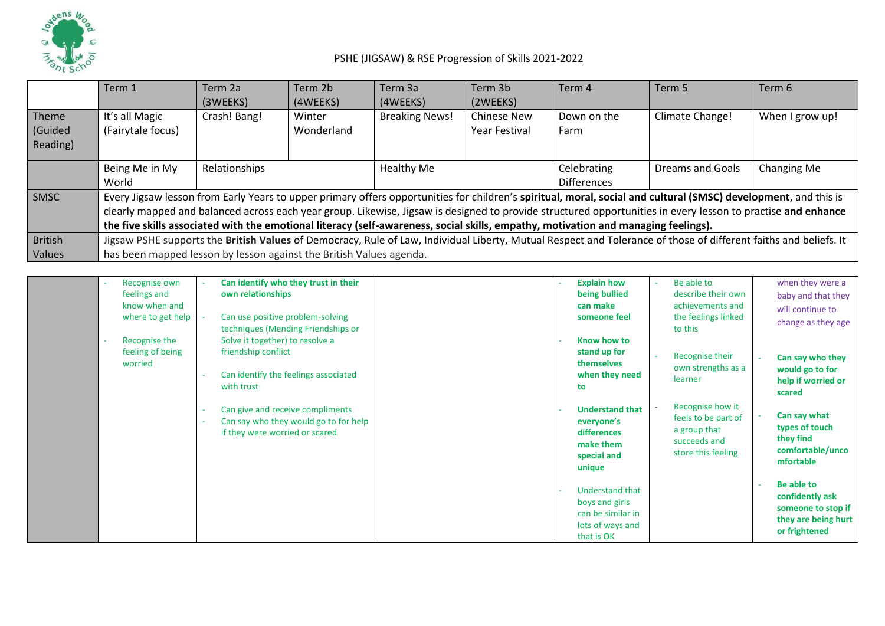## PSHE (JIGSAW) & RSE Progression of Skills 2021-2022

| | Term 1 | Term 2a (3WEEKS) | Term 2b (4WEEKS) | Term 3a (4WEEKS) | Term 3b (2WEEKS) | Term 4 | Term 5 | Term 6 |
|---|---|---|---|---|---|---|---|---|
| Theme (Guided Reading) | It's all Magic (Fairytale focus) | Crash! Bang! | Winter Wonderland | Breaking News! | Chinese New Year Festival | Down on the Farm | Climate Change! | When I grow up! |
| | Being Me in My World | Relationships | | Healthy Me | | Celebrating Differences | Dreams and Goals | Changing Me |
| SMSC | Every Jigsaw lesson from Early Years to upper primary offers opportunities for children's **spiritual, moral, social and cultural (SMSC) development**, and this is clearly mapped and balanced across each year group. Likewise, Jigsaw is designed to provide structured opportunities in every lesson to practise **and enhance the five skills associated with the emotional literacy (self-awareness, social skills, empathy, motivation and managing feelings).** | | | | | | | |
| British Values | Jigsaw PSHE supports the **British Values** of Democracy, Rule of Law, Individual Liberty, Mutual Respect and Tolerance of those of different faiths and beliefs. It has been mapped lesson by lesson against the British Values agenda. | | | | | | | |

| | Term 1 | Term 2 | Term 3 | Term 4 | Term 5 | Term 6 |
|---|---|---|---|---|---|---|
| | - Recognise own feelings and know when and where to get help<br>- Recognise the feeling of being worried | - **Can identify who they trust in their own relationships**<br>- Can use positive problem-solving techniques (Mending Friendships or Solve it together) to resolve a friendship conflict<br>- Can identify the feelings associated with trust<br>- Can give and receive compliments<br>- Can say who they would go to for help if they were worried or scared | | - **Explain how being bullied can make someone feel**<br>- **Know how to stand up for themselves when they need to**<br>- **Understand that everyone's differences make them special and unique**<br>- Understand that boys and girls can be similar in lots of ways and that is OK | - Be able to describe their own achievements and the feelings linked to this<br>- Recognise their own strengths as a learner<br>- Recognise how it feels to be part of a group that succeeds and store this feeling | when they were a baby and that they will continue to change as they age<br>- **Can say who they would go to for help if worried or scared**<br>- **Can say what types of touch they find comfortable/uncomfortable**<br>- **Be able to confidently ask someone to stop if they are being hurt or frightened** |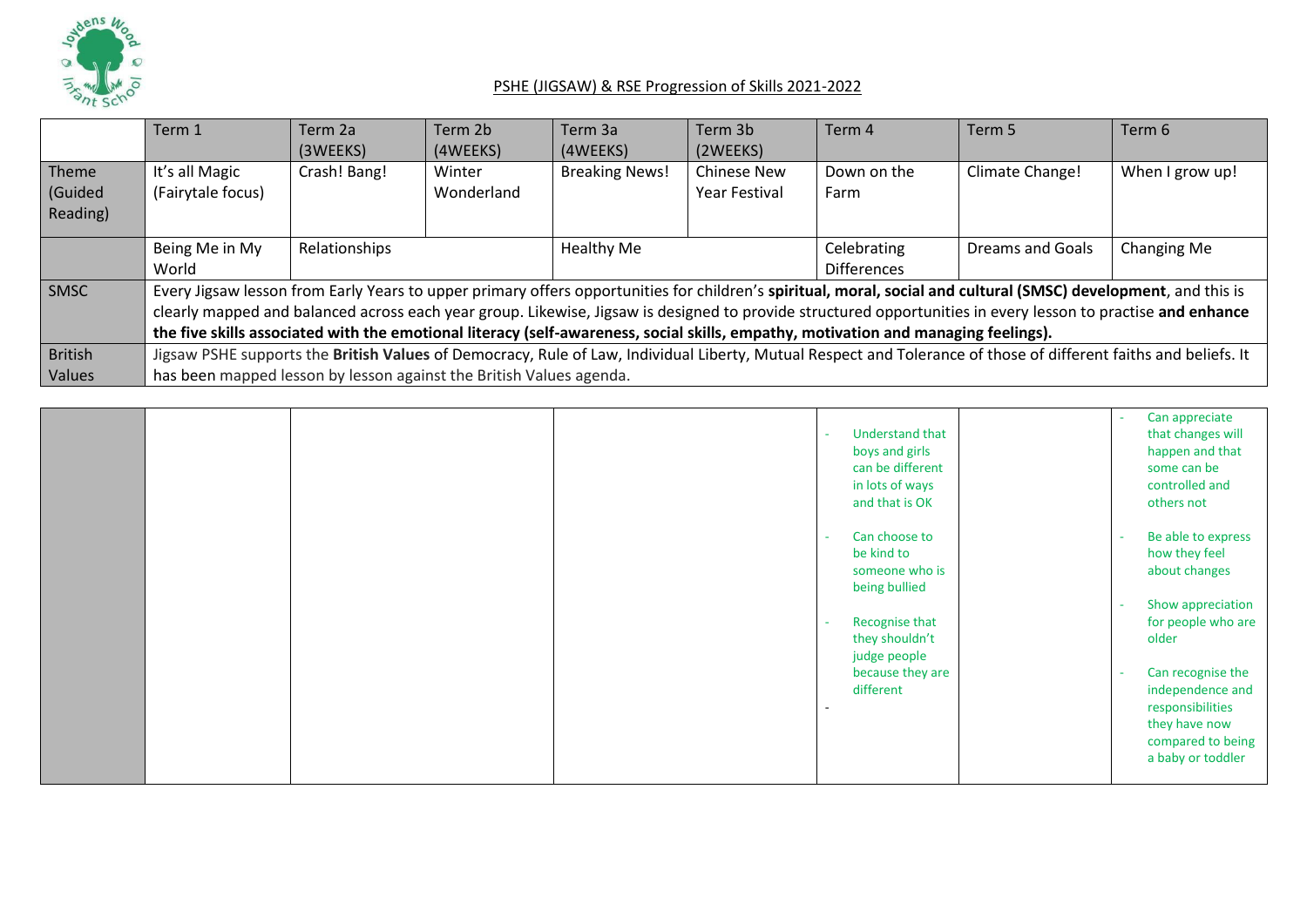## PSHE (JIGSAW) & RSE Progression of Skills 2021-2022

| | Term 1 | Term 2a (3WEEKS) | Term 2b (4WEEKS) | Term 3a (4WEEKS) | Term 3b (2WEEKS) | Term 4 | Term 5 | Term 6 |
|---|---|---|---|---|---|---|---|---|
| Theme (Guided Reading) | It's all Magic (Fairytale focus) | Crash! Bang! | Winter Wonderland | Breaking News! | Chinese New Year Festival | Down on the Farm | Climate Change! | When I grow up! |
| | Being Me in My World | Relationships | | Healthy Me | | Celebrating Differences | Dreams and Goals | Changing Me |
| SMSC | Every Jigsaw lesson from Early Years to upper primary offers opportunities for children's **spiritual, moral, social and cultural (SMSC) development**, and this is clearly mapped and balanced across each year group. Likewise, Jigsaw is designed to provide structured opportunities in every lesson to practise **and enhance the five skills associated with the emotional literacy (self-awareness, social skills, empathy, motivation and managing feelings).** | | | | | | | |
| British Values | Jigsaw PSHE supports the **British Values** of Democracy, Rule of Law, Individual Liberty, Mutual Respect and Tolerance of those of different faiths and beliefs. It has been mapped lesson by lesson against the British Values agenda. | | | | | | | |

| | | | | | | |
|---|---|---|---|---|---|---|
| | | | | - Understand that boys and girls can be different in lots of ways and that is OK<br>- Can choose to be kind to someone who is being bullied<br>- Recognise that they shouldn't judge people because they are different<br>- | | - Can appreciate that changes will happen and that some can be controlled and others not<br>- Be able to express how they feel about changes<br>- Show appreciation for people who are older<br>- Can recognise the independence and responsibilities they have now compared to being a baby or toddler |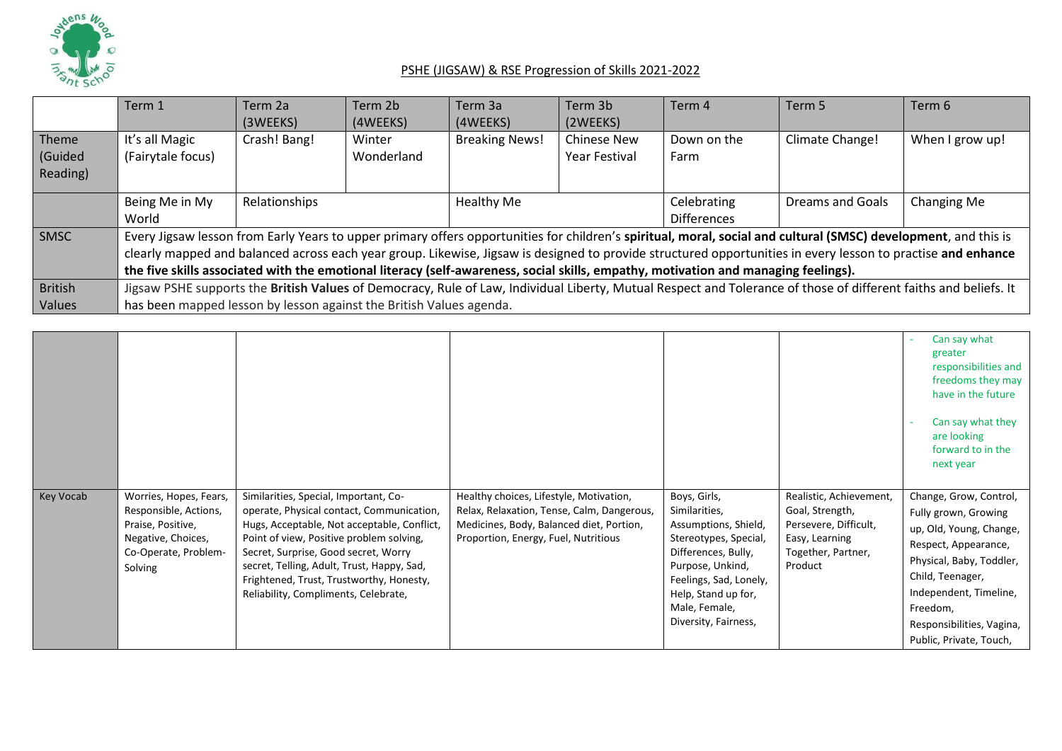## PSHE (JIGSAW) & RSE Progression of Skills 2021-2022

| | Term 1 | Term 2a (3WEEKS) | Term 2b (4WEEKS) | Term 3a (4WEEKS) | Term 3b (2WEEKS) | Term 4 | Term 5 | Term 6 |
|---|---|---|---|---|---|---|---|---|
| Theme (Guided Reading) | It's all Magic (Fairytale focus) | Crash! Bang! | Winter Wonderland | Breaking News! | Chinese New Year Festival | Down on the Farm | Climate Change! | When I grow up! |
| | Being Me in My World | Relationships | | Healthy Me | | Celebrating Differences | Dreams and Goals | Changing Me |
| SMSC | Every Jigsaw lesson from Early Years to upper primary offers opportunities for children's **spiritual, moral, social and cultural (SMSC) development**, and this is clearly mapped and balanced across each year group. Likewise, Jigsaw is designed to provide structured opportunities in every lesson to practise **and enhance the five skills associated with the emotional literacy (self-awareness, social skills, empathy, motivation and managing feelings).** | | | | | | | |
| British Values | Jigsaw PSHE supports the **British Values** of Democracy, Rule of Law, Individual Liberty, Mutual Respect and Tolerance of those of different faiths and beliefs. It has been mapped lesson by lesson against the British Values agenda. | | | | | | | |

| | | | | | | |
|---|---|---|---|---|---|---|
| | | | | | | - Can say what greater responsibilities and freedoms they may have in the future<br>- Can say what they are looking forward to in the next year |
| Key Vocab | Worries, Hopes, Fears, Responsible, Actions, Praise, Positive, Negative, Choices, Co-Operate, Problem-Solving | Similarities, Special, Important, Co-operate, Physical contact, Communication, Hugs, Acceptable, Not acceptable, Conflict, Point of view, Positive problem solving, Secret, Surprise, Good secret, Worry secret, Telling, Adult, Trust, Happy, Sad, Frightened, Trust, Trustworthy, Honesty, Reliability, Compliments, Celebrate, | Healthy choices, Lifestyle, Motivation, Relax, Relaxation, Tense, Calm, Dangerous, Medicines, Body, Balanced diet, Portion, Proportion, Energy, Fuel, Nutritious | Boys, Girls, Similarities, Assumptions, Shield, Stereotypes, Special, Differences, Bully, Purpose, Unkind, Feelings, Sad, Lonely, Help, Stand up for, Male, Female, Diversity, Fairness, | Realistic, Achievement, Goal, Strength, Persevere, Difficult, Easy, Learning Together, Partner, Product | Change, Grow, Control, Fully grown, Growing up, Old, Young, Change, Respect, Appearance, Physical, Baby, Toddler, Child, Teenager, Independent, Timeline, Freedom, Responsibilities, Vagina, Public, Private, Touch, |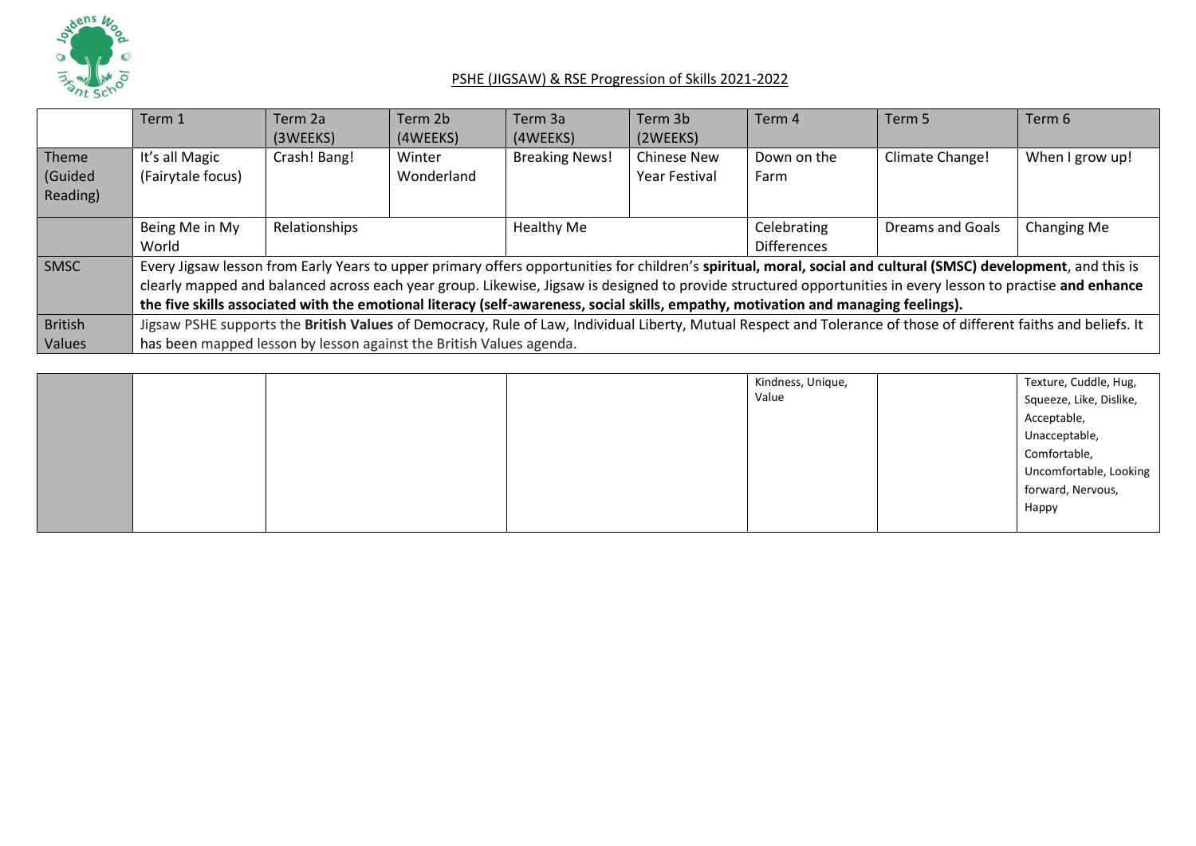## PSHE (JIGSAW) & RSE Progression of Skills 2021-2022

| | Term 1 | Term 2a (3WEEKS) | Term 2b (4WEEKS) | Term 3a (4WEEKS) | Term 3b (2WEEKS) | Term 4 | Term 5 | Term 6 |
|---|---|---|---|---|---|---|---|---|
| Theme (Guided Reading) | It's all Magic (Fairytale focus) | Crash! Bang! | Winter Wonderland | Breaking News! | Chinese New Year Festival | Down on the Farm | Climate Change! | When I grow up! |
| | Being Me in My World | Relationships | | Healthy Me | | Celebrating Differences | Dreams and Goals | Changing Me |
| SMSC | Every Jigsaw lesson from Early Years to upper primary offers opportunities for children's **spiritual, moral, social and cultural (SMSC) development**, and this is clearly mapped and balanced across each year group. Likewise, Jigsaw is designed to provide structured opportunities in every lesson to practise **and enhance the five skills associated with the emotional literacy (self-awareness, social skills, empathy, motivation and managing feelings).** | | | | | | | |
| British Values | Jigsaw PSHE supports the **British Values** of Democracy, Rule of Law, Individual Liberty, Mutual Respect and Tolerance of those of different faiths and beliefs. It has been mapped lesson by lesson against the British Values agenda. | | | | | | | |

| | Term 1 | Term 2 | Term 3 | Term 4 | Term 5 | Term 6 |
|---|---|---|---|---|---|---|
| | | | | Kindness, Unique, Value | | Texture, Cuddle, Hug, Squeeze, Like, Dislike, Acceptable, Unacceptable, Comfortable, Uncomfortable, Looking forward, Nervous, Happy |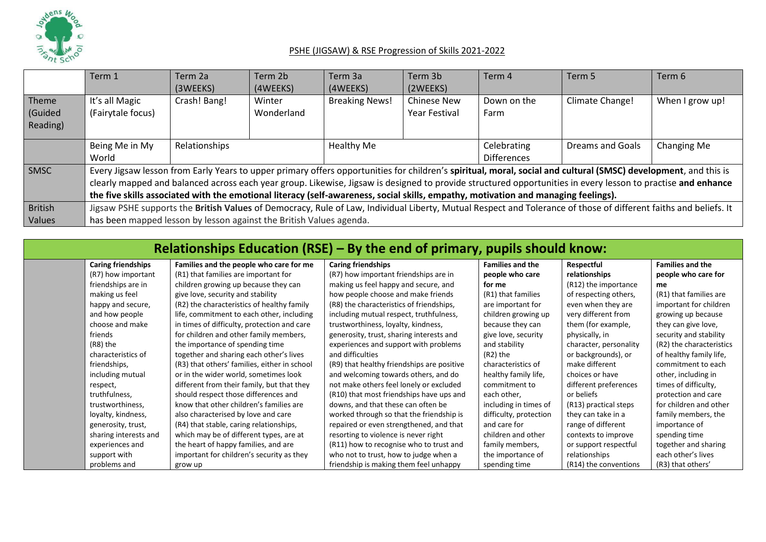## PSHE (JIGSAW) & RSE Progression of Skills 2021-2022

| | Term 1 | Term 2a (3WEEKS) | Term 2b (4WEEKS) | Term 3a (4WEEKS) | Term 3b (2WEEKS) | Term 4 | Term 5 | Term 6 |
|---|---|---|---|---|---|---|---|---|
| Theme (Guided Reading) | It's all Magic (Fairytale focus) | Crash! Bang! | Winter Wonderland | Breaking News! | Chinese New Year Festival | Down on the Farm | Climate Change! | When I grow up! |
| | Being Me in My World | Relationships | | Healthy Me | | Celebrating Differences | Dreams and Goals | Changing Me |
| SMSC | Every Jigsaw lesson from Early Years to upper primary offers opportunities for children's **spiritual, moral, social and cultural (SMSC) development**, and this is clearly mapped and balanced across each year group. Likewise, Jigsaw is designed to provide structured opportunities in every lesson to practise **and enhance the five skills associated with the emotional literacy (self-awareness, social skills, empathy, motivation and managing feelings).** | | | | | | | |
| British Values | Jigsaw PSHE supports the **British Values** of Democracy, Rule of Law, Individual Liberty, Mutual Respect and Tolerance of those of different faiths and beliefs. It has been mapped lesson by lesson against the British Values agenda. | | | | | | | |

## Relationships Education (RSE) – By the end of primary, pupils should know:

| | | | | | | |
|---|---|---|---|---|---|---|
| | **Caring friendships**<br>(R7) how important friendships are in making us feel happy and secure, and how people choose and make friends<br>(R8) the characteristics of friendships, including mutual respect, truthfulness, trustworthiness, loyalty, kindness, generosity, trust, sharing interests and experiences and support with problems and | **Families and the people who care for me**<br>(R1) that families are important for children growing up because they can give love, security and stability<br>(R2) the characteristics of healthy family life, commitment to each other, including in times of difficulty, protection and care for children and other family members, the importance of spending time together and sharing each other's lives<br>(R3) that others' families, either in school or in the wider world, sometimes look different from their family, but that they should respect those differences and know that other children's families are also characterised by love and care<br>(R4) that stable, caring relationships, which may be of different types, are at the heart of happy families, and are important for children's security as they grow up | **Caring friendships**<br>(R7) how important friendships are in making us feel happy and secure, and how people choose and make friends<br>(R8) the characteristics of friendships, including mutual respect, truthfulness, trustworthiness, loyalty, kindness, generosity, trust, sharing interests and experiences and support with problems and difficulties<br>(R9) that healthy friendships are positive and welcoming towards others, and do not make others feel lonely or excluded<br>(R10) that most friendships have ups and downs, and that these can often be worked through so that the friendship is repaired or even strengthened, and that resorting to violence is never right<br>(R11) how to recognise who to trust and who not to trust, how to judge when a friendship is making them feel unhappy | **Families and the people who care for me**<br>(R1) that families are important for children growing up because they can give love, security and stability<br>(R2) the characteristics of healthy family life, commitment to each other, including in times of difficulty, protection and care for children and other family members, the importance of spending time | **Respectful relationships**<br>(R12) the importance of respecting others, even when they are very different from them (for example, physically, in character, personality or backgrounds), or make different choices or have different preferences or beliefs<br>(R13) practical steps they can take in a range of different contexts to improve or support respectful relationships<br>(R14) the conventions | **Families and the people who care for me**<br>(R1) that families are important for children growing up because they can give love, security and stability<br>(R2) the characteristics of healthy family life, commitment to each other, including in times of difficulty, protection and care for children and other family members, the importance of spending time together and sharing each other's lives<br>(R3) that others' |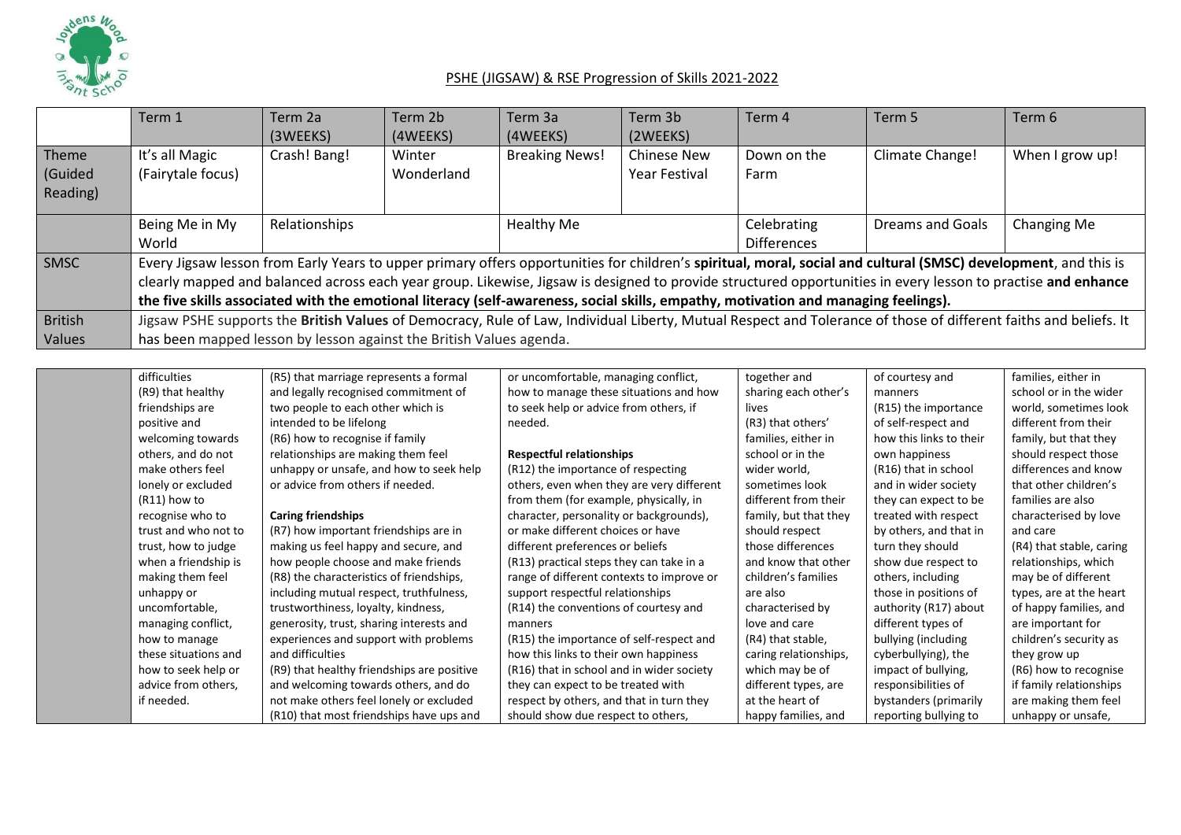## PSHE (JIGSAW) & RSE Progression of Skills 2021-2022

| | Term 1 | Term 2a (3WEEKS) | Term 2b (4WEEKS) | Term 3a (4WEEKS) | Term 3b (2WEEKS) | Term 4 | Term 5 | Term 6 |
|---|---|---|---|---|---|---|---|---|
| Theme (Guided Reading) | It's all Magic (Fairytale focus) | Crash! Bang! | Winter Wonderland | Breaking News! | Chinese New Year Festival | Down on the Farm | Climate Change! | When I grow up! |
| | Being Me in My World | Relationships | | Healthy Me | | Celebrating Differences | Dreams and Goals | Changing Me |
| SMSC | Every Jigsaw lesson from Early Years to upper primary offers opportunities for children's **spiritual, moral, social and cultural (SMSC) development**, and this is clearly mapped and balanced across each year group. Likewise, Jigsaw is designed to provide structured opportunities in every lesson to practise **and enhance the five skills associated with the emotional literacy (self-awareness, social skills, empathy, motivation and managing feelings).** | | | | | | | |
| British Values | Jigsaw PSHE supports the **British Values** of Democracy, Rule of Law, Individual Liberty, Mutual Respect and Tolerance of those of different faiths and beliefs. It has been mapped lesson by lesson against the British Values agenda. | | | | | | | |

| | | | | | | |
|---|---|---|---|---|---|---|
| | difficulties<br>(R9) that healthy friendships are positive and welcoming towards others, and do not make others feel lonely or excluded<br>(R11) how to recognise who to trust and who not to trust, how to judge when a friendship is making them feel unhappy or uncomfortable, managing conflict, how to manage these situations and how to seek help or advice from others, if needed. | (R5) that marriage represents a formal and legally recognised commitment of two people to each other which is intended to be lifelong<br>(R6) how to recognise if family relationships are making them feel unhappy or unsafe, and how to seek help or advice from others if needed.<br><br>**Caring friendships**<br>(R7) how important friendships are in making us feel happy and secure, and how people choose and make friends<br>(R8) the characteristics of friendships, including mutual respect, truthfulness, trustworthiness, loyalty, kindness, generosity, trust, sharing interests and experiences and support with problems and difficulties<br>(R9) that healthy friendships are positive and welcoming towards others, and do not make others feel lonely or excluded<br>(R10) that most friendships have ups and | or uncomfortable, managing conflict, how to manage these situations and how to seek help or advice from others, if needed.<br><br>**Respectful relationships**<br>(R12) the importance of respecting others, even when they are very different from them (for example, physically, in character, personality or backgrounds), or make different choices or have different preferences or beliefs<br>(R13) practical steps they can take in a range of different contexts to improve or support respectful relationships<br>(R14) the conventions of courtesy and manners<br>(R15) the importance of self-respect and how this links to their own happiness<br>(R16) that in school and in wider society they can expect to be treated with respect by others, and that in turn they should show due respect to others, | together and sharing each other's lives<br>(R3) that others' families, either in school or in the wider world, sometimes look different from their family, but that they should respect those differences and know that other children's families are also characterised by love and care<br>(R4) that stable, caring relationships, which may be of different types, are at the heart of happy families, and | of courtesy and manners<br>(R15) the importance of self-respect and how this links to their own happiness<br>(R16) that in school and in wider society they can expect to be treated with respect by others, and that in turn they should show due respect to others, including those in positions of authority (R17) about different types of bullying (including cyberbullying), the impact of bullying, responsibilities of bystanders (primarily reporting bullying to | families, either in school or in the wider world, sometimes look different from their family, but that they should respect those differences and know that other children's families are also characterised by love and care<br>(R4) that stable, caring relationships, which may be of different types, are at the heart of happy families, and are important for children's security as they grow up<br>(R6) how to recognise if family relationships are making them feel unhappy or unsafe, |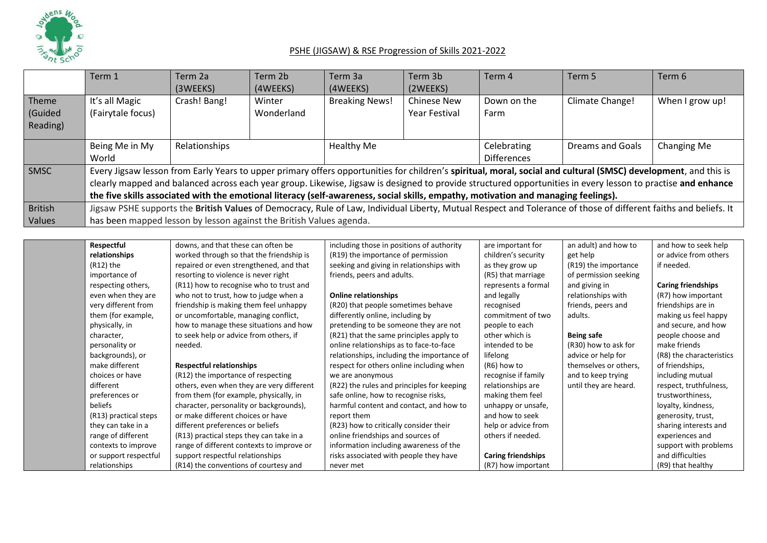## PSHE (JIGSAW) & RSE Progression of Skills 2021-2022

| | Term 1 | Term 2a (3WEEKS) | Term 2b (4WEEKS) | Term 3a (4WEEKS) | Term 3b (2WEEKS) | Term 4 | Term 5 | Term 6 |
|---|---|---|---|---|---|---|---|---|
| Theme (Guided Reading) | It's all Magic (Fairytale focus) | Crash! Bang! | Winter Wonderland | Breaking News! | Chinese New Year Festival | Down on the Farm | Climate Change! | When I grow up! |
| | Being Me in My World | Relationships | | Healthy Me | | Celebrating Differences | Dreams and Goals | Changing Me |
| SMSC | Every Jigsaw lesson from Early Years to upper primary offers opportunities for children's **spiritual, moral, social and cultural (SMSC) development**, and this is clearly mapped and balanced across each year group. Likewise, Jigsaw is designed to provide structured opportunities in every lesson to practise **and enhance the five skills associated with the emotional literacy (self-awareness, social skills, empathy, motivation and managing feelings).** | | | | | | | |
| British Values | Jigsaw PSHE supports the **British Values** of Democracy, Rule of Law, Individual Liberty, Mutual Respect and Tolerance of those of different faiths and beliefs. It has been mapped lesson by lesson against the British Values agenda. | | | | | | | |

| | Term 1 | Term 2 | Term 3 | Term 4 | Term 5 | Term 6 |
|---|---|---|---|---|---|---|
| | **Respectful relationships**<br>(R12) the importance of respecting others, even when they are very different from them (for example, physically, in character, personality or backgrounds), or make different choices or have different preferences or beliefs<br>(R13) practical steps they can take in a range of different contexts to improve or support respectful relationships | downs, and that these can often be worked through so that the friendship is repaired or even strengthened, and that resorting to violence is never right<br>(R11) how to recognise who to trust and who not to trust, how to judge when a friendship is making them feel unhappy or uncomfortable, managing conflict, how to manage these situations and how to seek help or advice from others, if needed.<br><br>**Respectful relationships**<br>(R12) the importance of respecting others, even when they are very different from them (for example, physically, in character, personality or backgrounds), or make different choices or have different preferences or beliefs<br>(R13) practical steps they can take in a range of different contexts to improve or support respectful relationships<br>(R14) the conventions of courtesy and | including those in positions of authority<br>(R19) the importance of permission seeking and giving in relationships with friends, peers and adults.<br><br>**Online relationships**<br>(R20) that people sometimes behave differently online, including by pretending to be someone they are not<br>(R21) that the same principles apply to online relationships as to face-to-face relationships, including the importance of respect for others online including when we are anonymous<br>(R22) the rules and principles for keeping safe online, how to recognise risks, harmful content and contact, and how to report them<br>(R23) how to critically consider their online friendships and sources of information including awareness of the risks associated with people they have never met | are important for children's security as they grow up<br>(R5) that marriage represents a formal and legally recognised commitment of two people to each other which is intended to be lifelong<br>(R6) how to recognise if family relationships are making them feel unhappy or unsafe, and how to seek help or advice from others if needed.<br><br>**Caring friendships**<br>(R7) how important | an adult) and how to get help<br>(R19) the importance of permission seeking and giving in relationships with friends, peers and adults.<br><br>**Being safe**<br>(R30) how to ask for advice or help for themselves or others, and to keep trying until they are heard. | and how to seek help or advice from others if needed.<br><br>**Caring friendships**<br>(R7) how important friendships are in making us feel happy and secure, and how people choose and make friends<br>(R8) the characteristics of friendships, including mutual respect, truthfulness, trustworthiness, loyalty, kindness, generosity, trust, sharing interests and experiences and support with problems and difficulties<br>(R9) that healthy |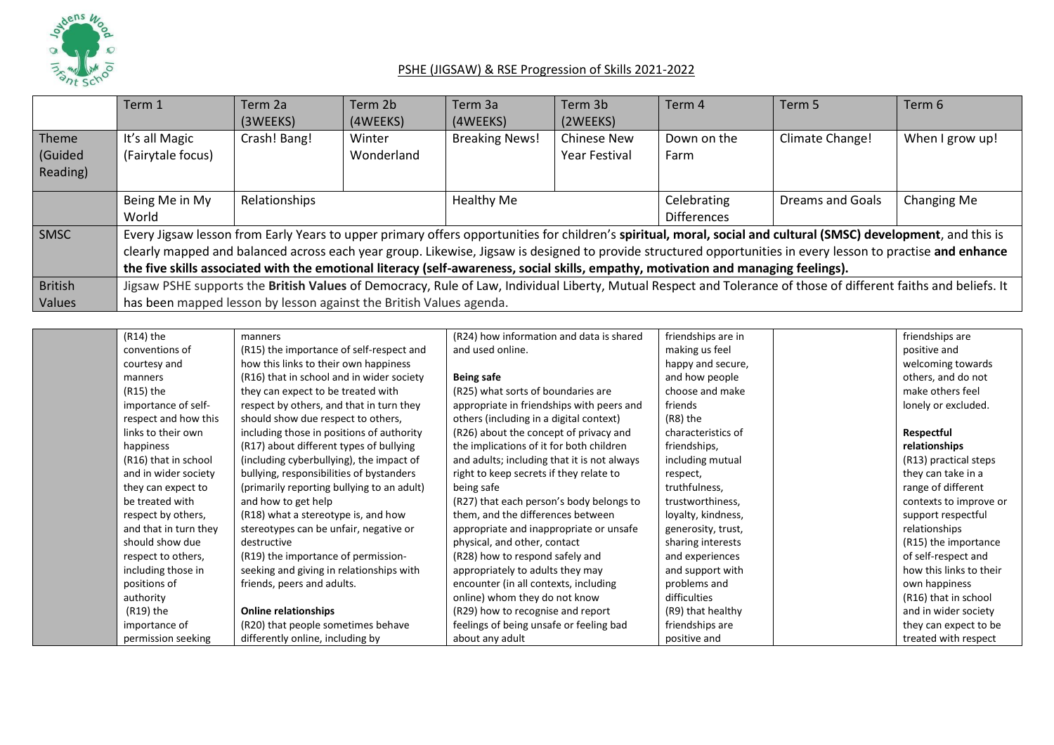## PSHE (JIGSAW) & RSE Progression of Skills 2021-2022

| | Term 1 | Term 2a (3WEEKS) | Term 2b (4WEEKS) | Term 3a (4WEEKS) | Term 3b (2WEEKS) | Term 4 | Term 5 | Term 6 |
|---|---|---|---|---|---|---|---|---|
| Theme (Guided Reading) | It's all Magic (Fairytale focus) | Crash! Bang! | Winter Wonderland | Breaking News! | Chinese New Year Festival | Down on the Farm | Climate Change! | When I grow up! |
| | Being Me in My World | Relationships | | Healthy Me | | Celebrating Differences | Dreams and Goals | Changing Me |
| SMSC | Every Jigsaw lesson from Early Years to upper primary offers opportunities for children's **spiritual, moral, social and cultural (SMSC) development**, and this is clearly mapped and balanced across each year group. Likewise, Jigsaw is designed to provide structured opportunities in every lesson to practise **and enhance the five skills associated with the emotional literacy (self-awareness, social skills, empathy, motivation and managing feelings).** | | | | | | | |
| British Values | Jigsaw PSHE supports the **British Values** of Democracy, Rule of Law, Individual Liberty, Mutual Respect and Tolerance of those of different faiths and beliefs. It has been mapped lesson by lesson against the British Values agenda. | | | | | | | |

| | Term 1 | Term 2 | Term 3 | Term 4 | Term 5 | Term 6 |
|---|---|---|---|---|---|---|
| | (R14) the conventions of courtesy and manners<br>(R15) the importance of self-respect and how this links to their own happiness<br>(R16) that in school and in wider society they can expect to be treated with respect by others, and that in turn they should show due respect to others, including those in positions of authority<br>(R19) the importance of permission seeking | manners<br>(R15) the importance of self-respect and how this links to their own happiness<br>(R16) that in school and in wider society they can expect to be treated with respect by others, and that in turn they should show due respect to others, including those in positions of authority<br>(R17) about different types of bullying (including cyberbullying), the impact of bullying, responsibilities of bystanders (primarily reporting bullying to an adult) and how to get help<br>(R18) what a stereotype is, and how stereotypes can be unfair, negative or destructive<br>(R19) the importance of permission-seeking and giving in relationships with friends, peers and adults.<br><br>**Online relationships**<br>(R20) that people sometimes behave differently online, including by | (R24) how information and data is shared and used online.<br><br>**Being safe**<br>(R25) what sorts of boundaries are appropriate in friendships with peers and others (including in a digital context)<br>(R26) about the concept of privacy and the implications of it for both children and adults; including that it is not always right to keep secrets if they relate to being safe<br>(R27) that each person's body belongs to them, and the differences between appropriate and inappropriate or unsafe physical, and other, contact<br>(R28) how to respond safely and appropriately to adults they may encounter (in all contexts, including online) whom they do not know<br>(R29) how to recognise and report feelings of being unsafe or feeling bad about any adult | friendships are in making us feel happy and secure, and how people choose and make friends<br>(R8) the characteristics of friendships, including mutual respect, truthfulness, trustworthiness, loyalty, kindness, generosity, trust, sharing interests and experiences and support with problems and difficulties<br>(R9) that healthy friendships are positive and | | friendships are positive and welcoming towards others, and do not make others feel lonely or excluded.<br><br>**Respectful relationships**<br>(R13) practical steps they can take in a range of different contexts to improve or support respectful relationships<br>(R15) the importance of self-respect and how this links to their own happiness<br>(R16) that in school and in wider society they can expect to be treated with respect |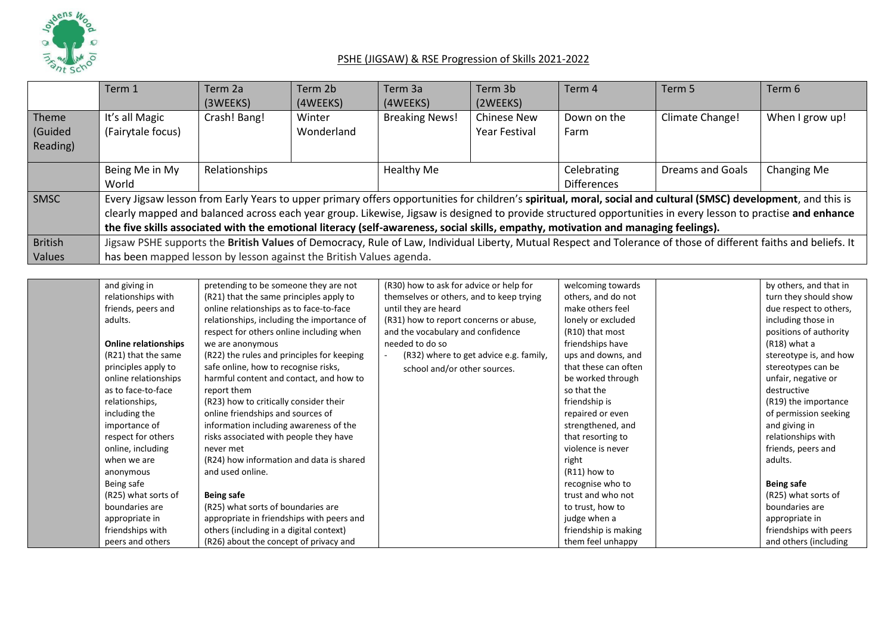## PSHE (JIGSAW) & RSE Progression of Skills 2021-2022

| | Term 1 | Term 2a (3WEEKS) | Term 2b (4WEEKS) | Term 3a (4WEEKS) | Term 3b (2WEEKS) | Term 4 | Term 5 | Term 6 |
|---|---|---|---|---|---|---|---|---|
| Theme (Guided Reading) | It's all Magic (Fairytale focus) | Crash! Bang! | Winter Wonderland | Breaking News! | Chinese New Year Festival | Down on the Farm | Climate Change! | When I grow up! |
| | Being Me in My World | Relationships | | Healthy Me | | Celebrating Differences | Dreams and Goals | Changing Me |
| SMSC | Every Jigsaw lesson from Early Years to upper primary offers opportunities for children's **spiritual, moral, social and cultural (SMSC) development**, and this is clearly mapped and balanced across each year group. Likewise, Jigsaw is designed to provide structured opportunities in every lesson to practise **and enhance the five skills associated with the emotional literacy (self-awareness, social skills, empathy, motivation and managing feelings).** | | | | | | | |
| British Values | Jigsaw PSHE supports the **British Values** of Democracy, Rule of Law, Individual Liberty, Mutual Respect and Tolerance of those of different faiths and beliefs. It has been mapped lesson by lesson against the British Values agenda. | | | | | | | |

| | Term 1 | Term 2a/2b | Term 3a/3b | Term 4 | Term 5 | Term 6 |
|---|---|---|---|---|---|---|
| | and giving in relationships with friends, peers and adults.<br><br>**Online relationships**<br>(R21) that the same principles apply to online relationships as to face-to-face relationships, including the importance of respect for others online, including when we are anonymous<br>Being safe<br>(R25) what sorts of boundaries are appropriate in friendships with peers and others | pretending to be someone they are not<br>(R21) that the same principles apply to online relationships as to face-to-face relationships, including the importance of respect for others online including when we are anonymous<br>(R22) the rules and principles for keeping safe online, how to recognise risks, harmful content and contact, and how to report them<br>(R23) how to critically consider their online friendships and sources of information including awareness of the risks associated with people they have never met<br>(R24) how information and data is shared and used online.<br><br>**Being safe**<br>(R25) what sorts of boundaries are appropriate in friendships with peers and others (including in a digital context)<br>(R26) about the concept of privacy and | (R30) how to ask for advice or help for themselves or others, and to keep trying until they are heard<br>(R31) how to report concerns or abuse, and the vocabulary and confidence needed to do so<br>- (R32) where to get advice e.g. family, school and/or other sources. | welcoming towards others, and do not make others feel lonely or excluded<br>(R10) that most friendships have ups and downs, and that these can often be worked through so that the friendship is repaired or even strengthened, and that resorting to violence is never right<br>(R11) how to recognise who to trust and who not to trust, how to judge when a friendship is making them feel unhappy | | by others, and that in turn they should show due respect to others, including those in positions of authority<br>(R18) what a stereotype is, and how stereotypes can be unfair, negative or destructive<br>(R19) the importance of permission seeking and giving in relationships with friends, peers and adults.<br><br>**Being safe**<br>(R25) what sorts of boundaries are appropriate in friendships with peers and others (including |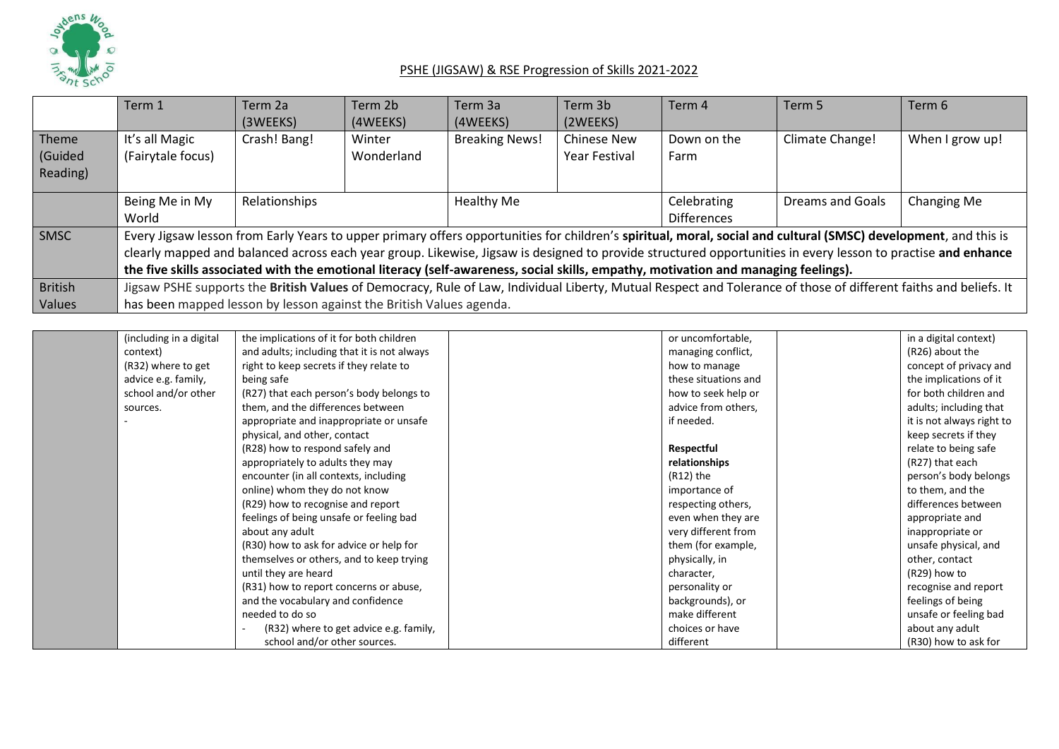## PSHE (JIGSAW) & RSE Progression of Skills 2021-2022

| | Term 1 | Term 2a (3WEEKS) | Term 2b (4WEEKS) | Term 3a (4WEEKS) | Term 3b (2WEEKS) | Term 4 | Term 5 | Term 6 |
|---|---|---|---|---|---|---|---|---|
| Theme (Guided Reading) | It's all Magic (Fairytale focus) | Crash! Bang! | Winter Wonderland | Breaking News! | Chinese New Year Festival | Down on the Farm | Climate Change! | When I grow up! |
| | Being Me in My World | Relationships | | Healthy Me | | Celebrating Differences | Dreams and Goals | Changing Me |
| SMSC | Every Jigsaw lesson from Early Years to upper primary offers opportunities for children's **spiritual, moral, social and cultural (SMSC) development**, and this is clearly mapped and balanced across each year group. Likewise, Jigsaw is designed to provide structured opportunities in every lesson to practise **and enhance the five skills associated with the emotional literacy (self-awareness, social skills, empathy, motivation and managing feelings).** | | | | | | | |
| British Values | Jigsaw PSHE supports the **British Values** of Democracy, Rule of Law, Individual Liberty, Mutual Respect and Tolerance of those of different faiths and beliefs. It has been mapped lesson by lesson against the British Values agenda. | | | | | | | |

| | | | | | | | |
|---|---|---|---|---|---|---|---|
| | (including in a digital context)<br>(R32) where to get advice e.g. family, school and/or other sources.<br>- | the implications of it for both children and adults; including that it is not always right to keep secrets if they relate to being safe<br>(R27) that each person's body belongs to them, and the differences between appropriate and inappropriate or unsafe physical, and other, contact<br>(R28) how to respond safely and appropriately to adults they may encounter (in all contexts, including online) whom they do not know<br>(R29) how to recognise and report feelings of being unsafe or feeling bad about any adult<br>(R30) how to ask for advice or help for themselves or others, and to keep trying until they are heard<br>(R31) how to report concerns or abuse, and the vocabulary and confidence needed to do so<br>- (R32) where to get advice e.g. family, school and/or other sources. | | | or uncomfortable, managing conflict, how to manage these situations and how to seek help or advice from others, if needed.<br><br>**Respectful relationships**<br>(R12) the importance of respecting others, even when they are very different from them (for example, physically, in character, personality or backgrounds), or make different choices or have different | | in a digital context)<br>(R26) about the concept of privacy and the implications of it for both children and adults; including that it is not always right to keep secrets if they relate to being safe<br>(R27) that each person's body belongs to them, and the differences between appropriate and inappropriate or unsafe physical, and other, contact<br>(R29) how to recognise and report feelings of being unsafe or feeling bad about any adult<br>(R30) how to ask for |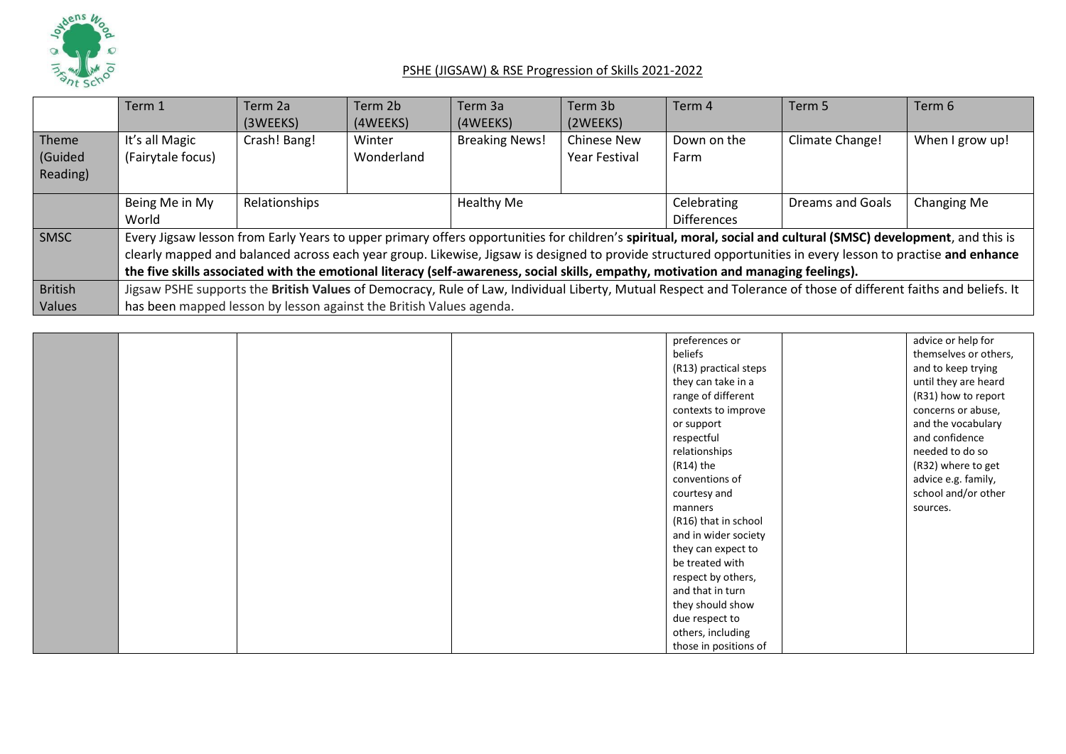## PSHE (JIGSAW) & RSE Progression of Skills 2021-2022

| | Term 1 | Term 2a (3WEEKS) | Term 2b (4WEEKS) | Term 3a (4WEEKS) | Term 3b (2WEEKS) | Term 4 | Term 5 | Term 6 |
|---|---|---|---|---|---|---|---|---|
| Theme (Guided Reading) | It's all Magic (Fairytale focus) | Crash! Bang! | Winter Wonderland | Breaking News! | Chinese New Year Festival | Down on the Farm | Climate Change! | When I grow up! |
| | Being Me in My World | Relationships | | Healthy Me | | Celebrating Differences | Dreams and Goals | Changing Me |
| SMSC | Every Jigsaw lesson from Early Years to upper primary offers opportunities for children's **spiritual, moral, social and cultural (SMSC) development**, and this is clearly mapped and balanced across each year group. Likewise, Jigsaw is designed to provide structured opportunities in every lesson to practise **and enhance the five skills associated with the emotional literacy (self-awareness, social skills, empathy, motivation and managing feelings).** | | | | | | | |
| British Values | Jigsaw PSHE supports the **British Values** of Democracy, Rule of Law, Individual Liberty, Mutual Respect and Tolerance of those of different faiths and beliefs. It has been mapped lesson by lesson against the British Values agenda. | | | | | | | |

| | | | | | | |
|---|---|---|---|---|---|---|
| | | | | preferences or beliefs (R13) practical steps they can take in a range of different contexts to improve or support respectful relationships (R14) the conventions of courtesy and manners (R16) that in school and in wider society they can expect to be treated with respect by others, and that in turn they should show due respect to others, including those in positions of | | advice or help for themselves or others, and to keep trying until they are heard (R31) how to report concerns or abuse, and the vocabulary and confidence needed to do so (R32) where to get advice e.g. family, school and/or other sources. |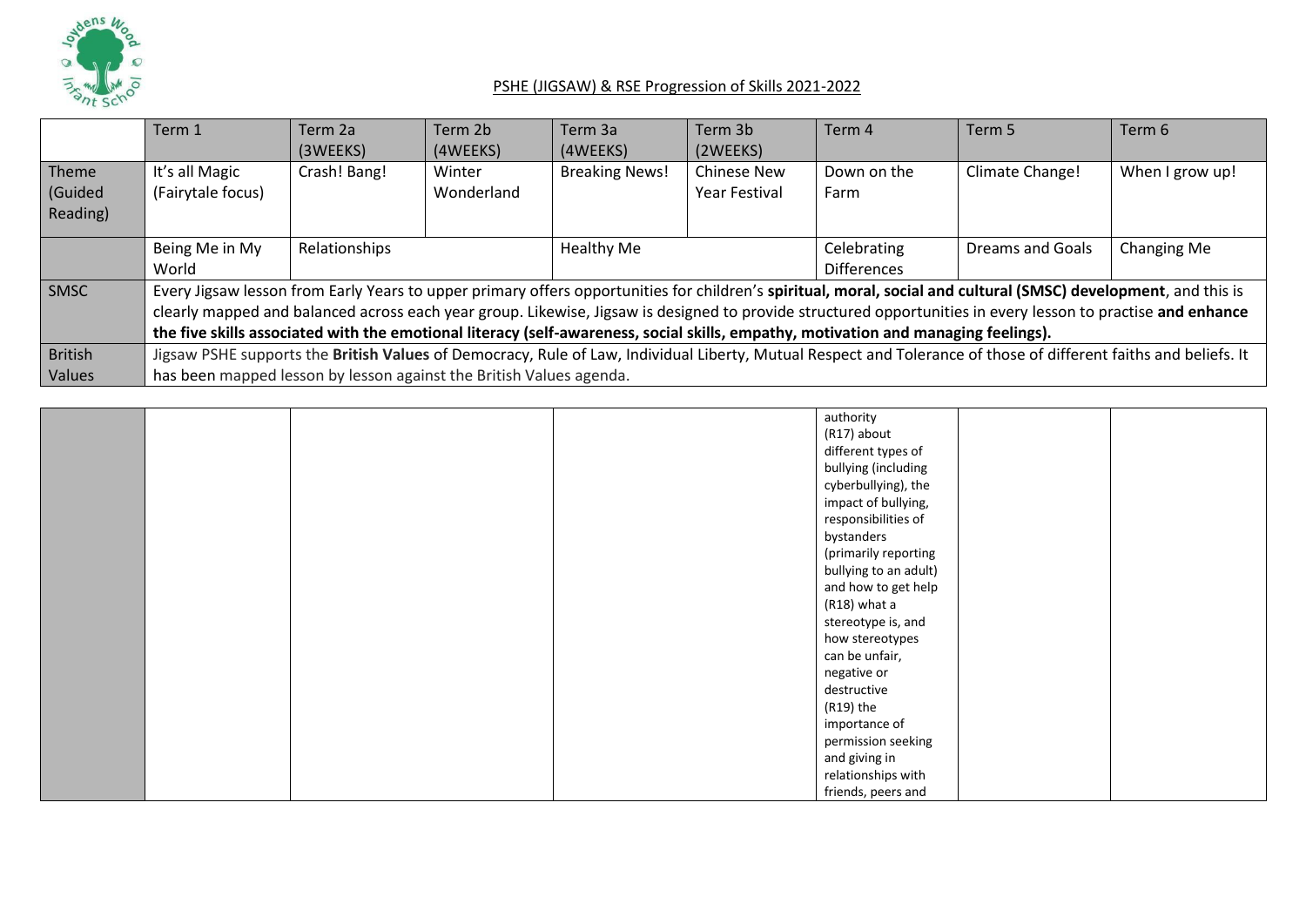## PSHE (JIGSAW) & RSE Progression of Skills 2021-2022

| | Term 1 | Term 2a (3WEEKS) | Term 2b (4WEEKS) | Term 3a (4WEEKS) | Term 3b (2WEEKS) | Term 4 | Term 5 | Term 6 |
|---|---|---|---|---|---|---|---|---|
| Theme (Guided Reading) | It's all Magic (Fairytale focus) | Crash! Bang! | Winter Wonderland | Breaking News! | Chinese New Year Festival | Down on the Farm | Climate Change! | When I grow up! |
| | Being Me in My World | Relationships | | Healthy Me | | Celebrating Differences | Dreams and Goals | Changing Me |
| SMSC | Every Jigsaw lesson from Early Years to upper primary offers opportunities for children's **spiritual, moral, social and cultural (SMSC) development**, and this is clearly mapped and balanced across each year group. Likewise, Jigsaw is designed to provide structured opportunities in every lesson to practise **and enhance the five skills associated with the emotional literacy (self-awareness, social skills, empathy, motivation and managing feelings).** | | | | | | | |
| British Values | Jigsaw PSHE supports the **British Values** of Democracy, Rule of Law, Individual Liberty, Mutual Respect and Tolerance of those of different faiths and beliefs. It has been mapped lesson by lesson against the British Values agenda. | | | | | | | |

| | | | | | | |
|---|---|---|---|---|---|---|
| | | | | authority<br>(R17) about different types of bullying (including cyberbullying), the impact of bullying, responsibilities of bystanders (primarily reporting bullying to an adult) and how to get help<br>(R18) what a stereotype is, and how stereotypes can be unfair, negative or destructive<br>(R19) the importance of permission seeking and giving in relationships with friends, peers and | | |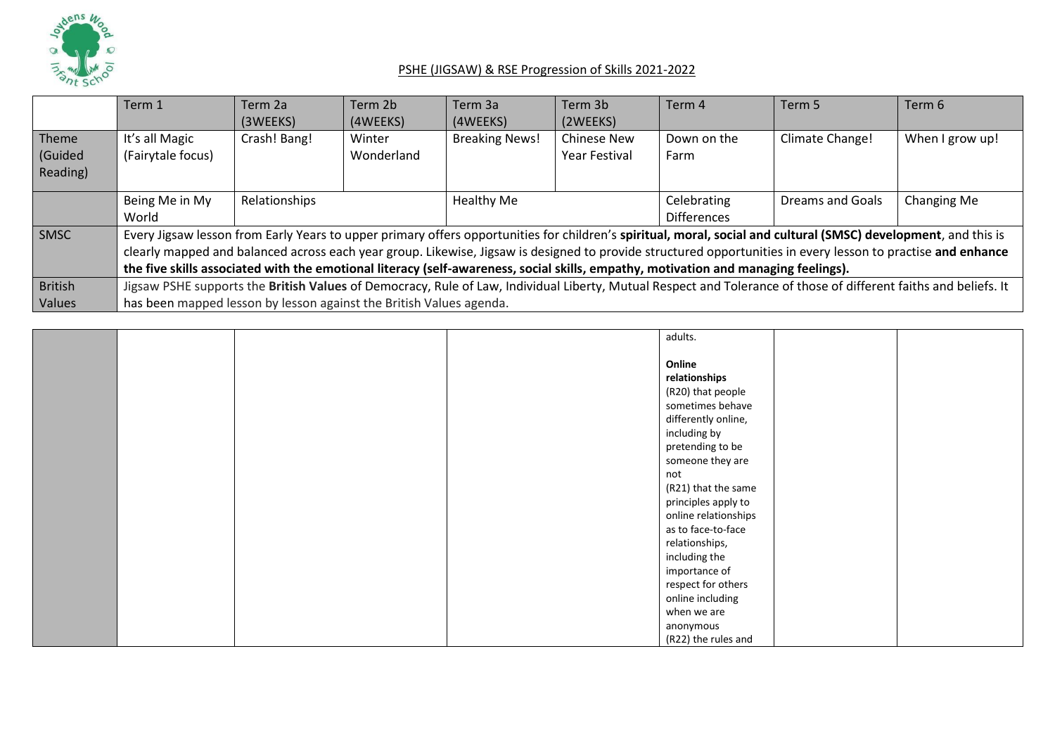## PSHE (JIGSAW) & RSE Progression of Skills 2021-2022

| | Term 1 | Term 2a (3WEEKS) | Term 2b (4WEEKS) | Term 3a (4WEEKS) | Term 3b (2WEEKS) | Term 4 | Term 5 | Term 6 |
|---|---|---|---|---|---|---|---|---|
| Theme (Guided Reading) | It's all Magic (Fairytale focus) | Crash! Bang! | Winter Wonderland | Breaking News! | Chinese New Year Festival | Down on the Farm | Climate Change! | When I grow up! |
| | Being Me in My World | Relationships | | Healthy Me | | Celebrating Differences | Dreams and Goals | Changing Me |
| SMSC | Every Jigsaw lesson from Early Years to upper primary offers opportunities for children's **spiritual, moral, social and cultural (SMSC) development**, and this is clearly mapped and balanced across each year group. Likewise, Jigsaw is designed to provide structured opportunities in every lesson to practise **and enhance the five skills associated with the emotional literacy (self-awareness, social skills, empathy, motivation and managing feelings).** | | | | | | | |
| British Values | Jigsaw PSHE supports the **British Values** of Democracy, Rule of Law, Individual Liberty, Mutual Respect and Tolerance of those of different faiths and beliefs. It has been mapped lesson by lesson against the British Values agenda. | | | | | | | |

| | | | | | | |
|---|---|---|---|---|---|---|
| | | | | adults.<br><br>**Online relationships**<br>(R20) that people sometimes behave differently online, including by pretending to be someone they are not<br>(R21) that the same principles apply to online relationships as to face-to-face relationships, including the importance of respect for others online including when we are anonymous<br>(R22) the rules and | | |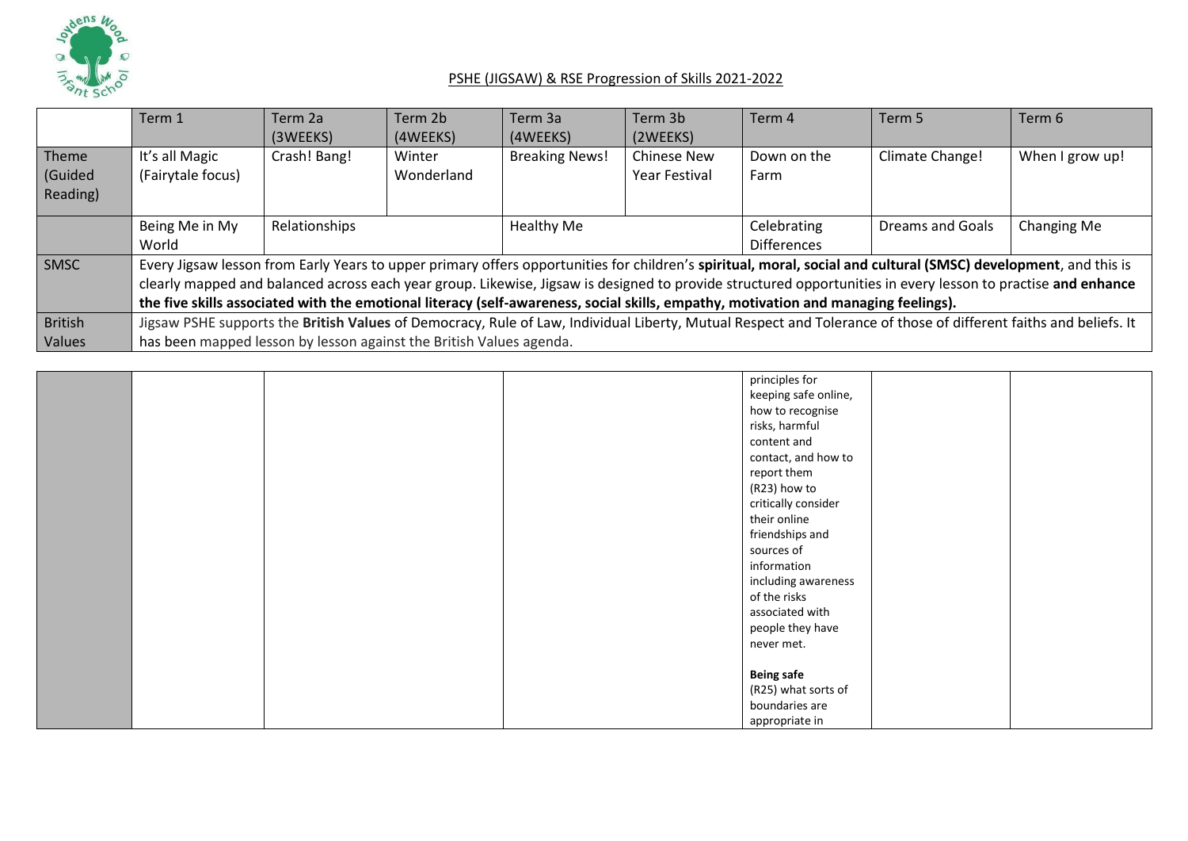## PSHE (JIGSAW) & RSE Progression of Skills 2021-2022

| | Term 1 | Term 2a (3WEEKS) | Term 2b (4WEEKS) | Term 3a (4WEEKS) | Term 3b (2WEEKS) | Term 4 | Term 5 | Term 6 |
|---|---|---|---|---|---|---|---|---|
| Theme (Guided Reading) | It's all Magic (Fairytale focus) | Crash! Bang! | Winter Wonderland | Breaking News! | Chinese New Year Festival | Down on the Farm | Climate Change! | When I grow up! |
| | Being Me in My World | Relationships | | Healthy Me | | Celebrating Differences | Dreams and Goals | Changing Me |
| SMSC | Every Jigsaw lesson from Early Years to upper primary offers opportunities for children's **spiritual, moral, social and cultural (SMSC) development**, and this is clearly mapped and balanced across each year group. Likewise, Jigsaw is designed to provide structured opportunities in every lesson to practise **and enhance the five skills associated with the emotional literacy (self-awareness, social skills, empathy, motivation and managing feelings).** | | | | | | | |
| British Values | Jigsaw PSHE supports the **British Values** of Democracy, Rule of Law, Individual Liberty, Mutual Respect and Tolerance of those of different faiths and beliefs. It has been mapped lesson by lesson against the British Values agenda. | | | | | | | |

| | | | | | | |
|---|---|---|---|---|---|---|
| | | | | principles for keeping safe online, how to recognise risks, harmful content and contact, and how to report them (R23) how to critically consider their online friendships and sources of information including awareness of the risks associated with people they have never met.<br><br>**Being safe**<br>(R25) what sorts of boundaries are appropriate in | | |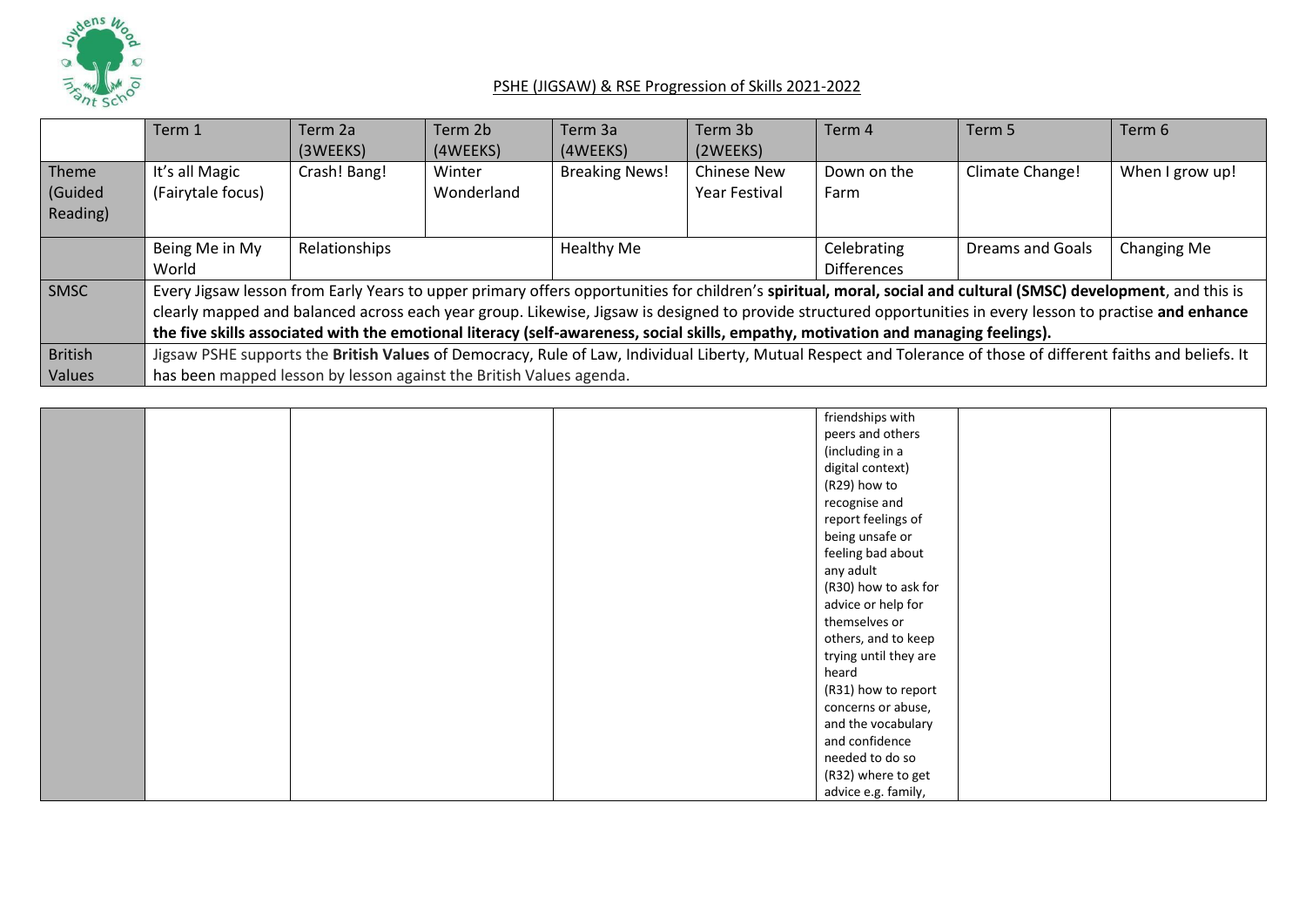## PSHE (JIGSAW) & RSE Progression of Skills 2021-2022

| | Term 1 | Term 2a (3WEEKS) | Term 2b (4WEEKS) | Term 3a (4WEEKS) | Term 3b (2WEEKS) | Term 4 | Term 5 | Term 6 |
|---|---|---|---|---|---|---|---|---|
| Theme (Guided Reading) | It's all Magic (Fairytale focus) | Crash! Bang! | Winter Wonderland | Breaking News! | Chinese New Year Festival | Down on the Farm | Climate Change! | When I grow up! |
| | Being Me in My World | Relationships | | Healthy Me | | Celebrating Differences | Dreams and Goals | Changing Me |
| SMSC | Every Jigsaw lesson from Early Years to upper primary offers opportunities for children's **spiritual, moral, social and cultural (SMSC) development**, and this is clearly mapped and balanced across each year group. Likewise, Jigsaw is designed to provide structured opportunities in every lesson to practise **and enhance the five skills associated with the emotional literacy (self-awareness, social skills, empathy, motivation and managing feelings).** | | | | | | | |
| British Values | Jigsaw PSHE supports the **British Values** of Democracy, Rule of Law, Individual Liberty, Mutual Respect and Tolerance of those of different faiths and beliefs. It has been mapped lesson by lesson against the British Values agenda. | | | | | | | |

| | | | | | | |
|---|---|---|---|---|---|---|
| | | | | friendships with peers and others (including in a digital context)<br>(R29) how to recognise and report feelings of being unsafe or feeling bad about any adult<br>(R30) how to ask for advice or help for themselves or others, and to keep trying until they are heard<br>(R31) how to report concerns or abuse, and the vocabulary and confidence needed to do so<br>(R32) where to get advice e.g. family, | | |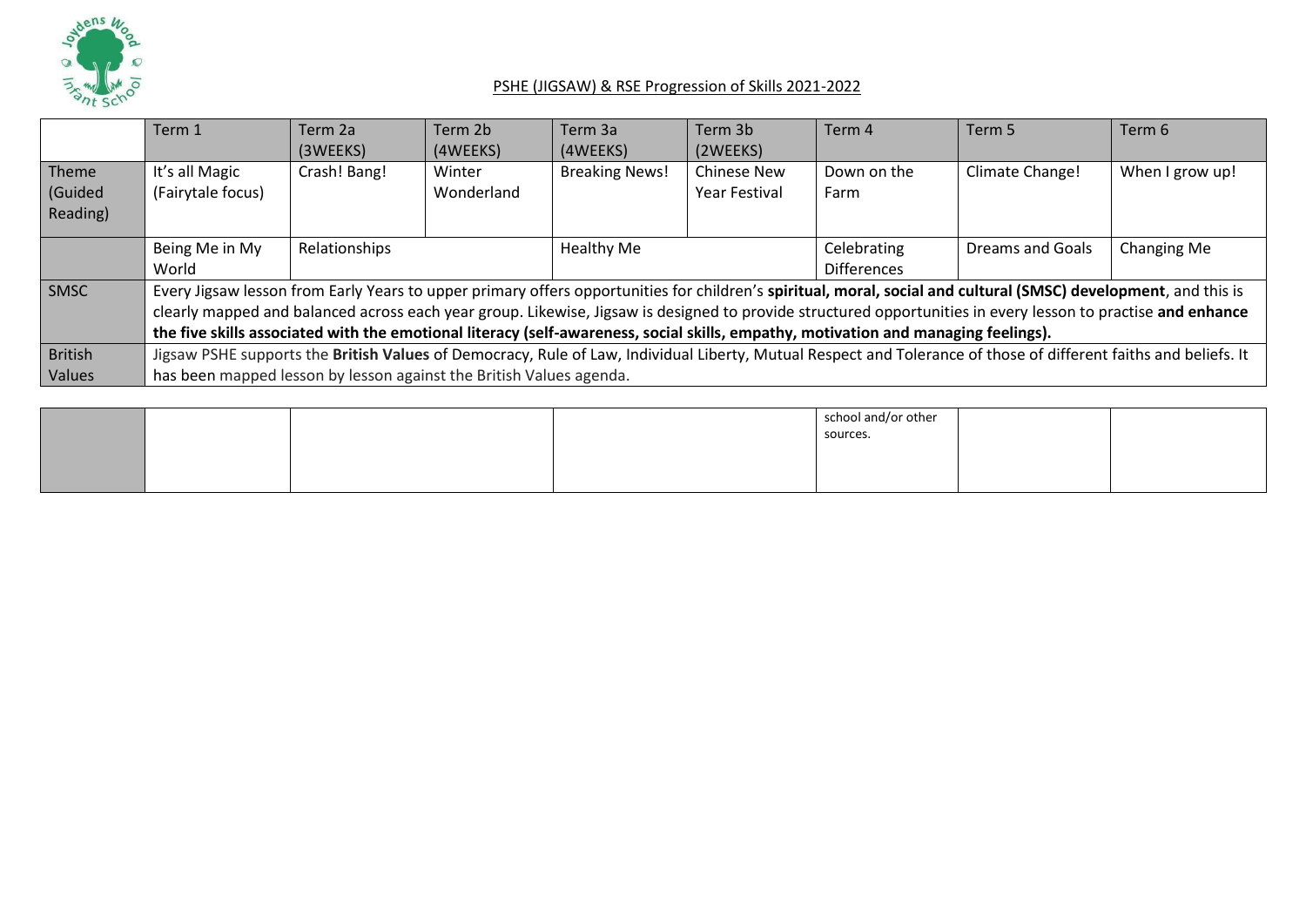## PSHE (JIGSAW) & RSE Progression of Skills 2021-2022

| | Term 1 | Term 2a (3WEEKS) | Term 2b (4WEEKS) | Term 3a (4WEEKS) | Term 3b (2WEEKS) | Term 4 | Term 5 | Term 6 |
|---|---|---|---|---|---|---|---|---|
| Theme (Guided Reading) | It's all Magic (Fairytale focus) | Crash! Bang! | Winter Wonderland | Breaking News! | Chinese New Year Festival | Down on the Farm | Climate Change! | When I grow up! |
| | Being Me in My World | Relationships | | Healthy Me | | Celebrating Differences | Dreams and Goals | Changing Me |
| SMSC | Every Jigsaw lesson from Early Years to upper primary offers opportunities for children's **spiritual, moral, social and cultural (SMSC) development**, and this is clearly mapped and balanced across each year group. Likewise, Jigsaw is designed to provide structured opportunities in every lesson to practise **and enhance the five skills associated with the emotional literacy (self-awareness, social skills, empathy, motivation and managing feelings).** | | | | | | | |
| British Values | Jigsaw PSHE supports the **British Values** of Democracy, Rule of Law, Individual Liberty, Mutual Respect and Tolerance of those of different faiths and beliefs. It has been mapped lesson by lesson against the British Values agenda. | | | | | | | |

| | | | | | | |
|---|---|---|---|---|---|---|
| | | | | school and/or other sources. | | |